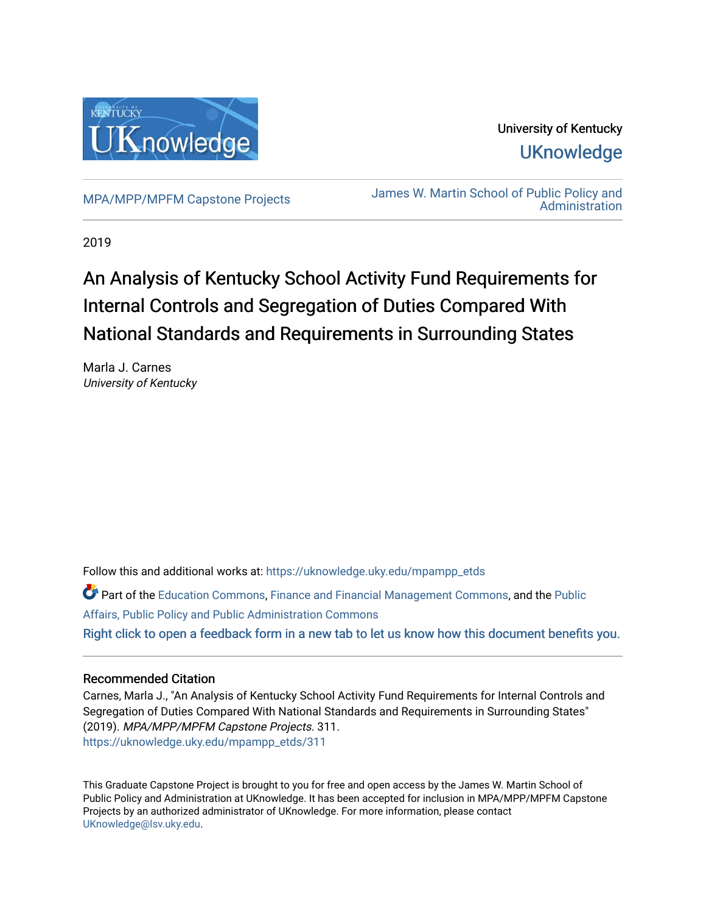University of Kentucky

UKnowledge

MPA/MPP/MPFM Capstone Projects

James W. Martin School of Public Policy and Administration

2019

# An Analysis of Kentucky School Activity Fund Requirements for Internal Controls and Segregation of Duties Compared With National Standards and Requirements in Surrounding States

Marla J. Carnes
*University of Kentucky*

Follow this and additional works at: https://uknowledge.uky.edu/mpampp_etds

Part of the Education Commons, Finance and Financial Management Commons, and the Public Affairs, Public Policy and Public Administration Commons

Right click to open a feedback form in a new tab to let us know how this document benefits you.

## Recommended Citation

Carnes, Marla J., "An Analysis of Kentucky School Activity Fund Requirements for Internal Controls and Segregation of Duties Compared With National Standards and Requirements in Surrounding States" (2019). *MPA/MPP/MPFM Capstone Projects*. 311.
https://uknowledge.uky.edu/mpampp_etds/311

This Graduate Capstone Project is brought to you for free and open access by the James W. Martin School of Public Policy and Administration at UKnowledge. It has been accepted for inclusion in MPA/MPP/MPFM Capstone Projects by an authorized administrator of UKnowledge. For more information, please contact UKnowledge@lsv.uky.edu.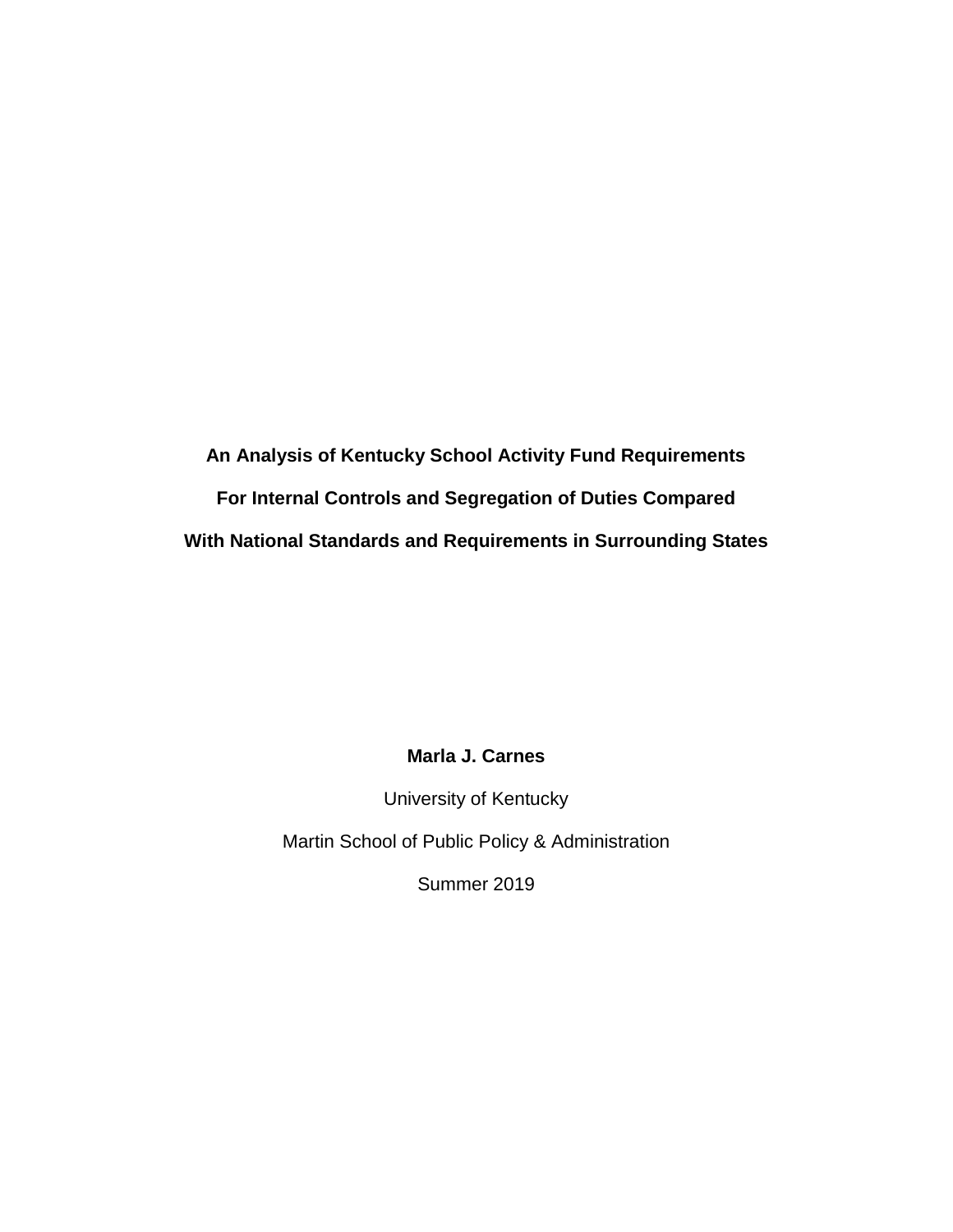# An Analysis of Kentucky School Activity Fund Requirements For Internal Controls and Segregation of Duties Compared With National Standards and Requirements in Surrounding States

**Marla J. Carnes**

University of Kentucky

Martin School of Public Policy & Administration

Summer 2019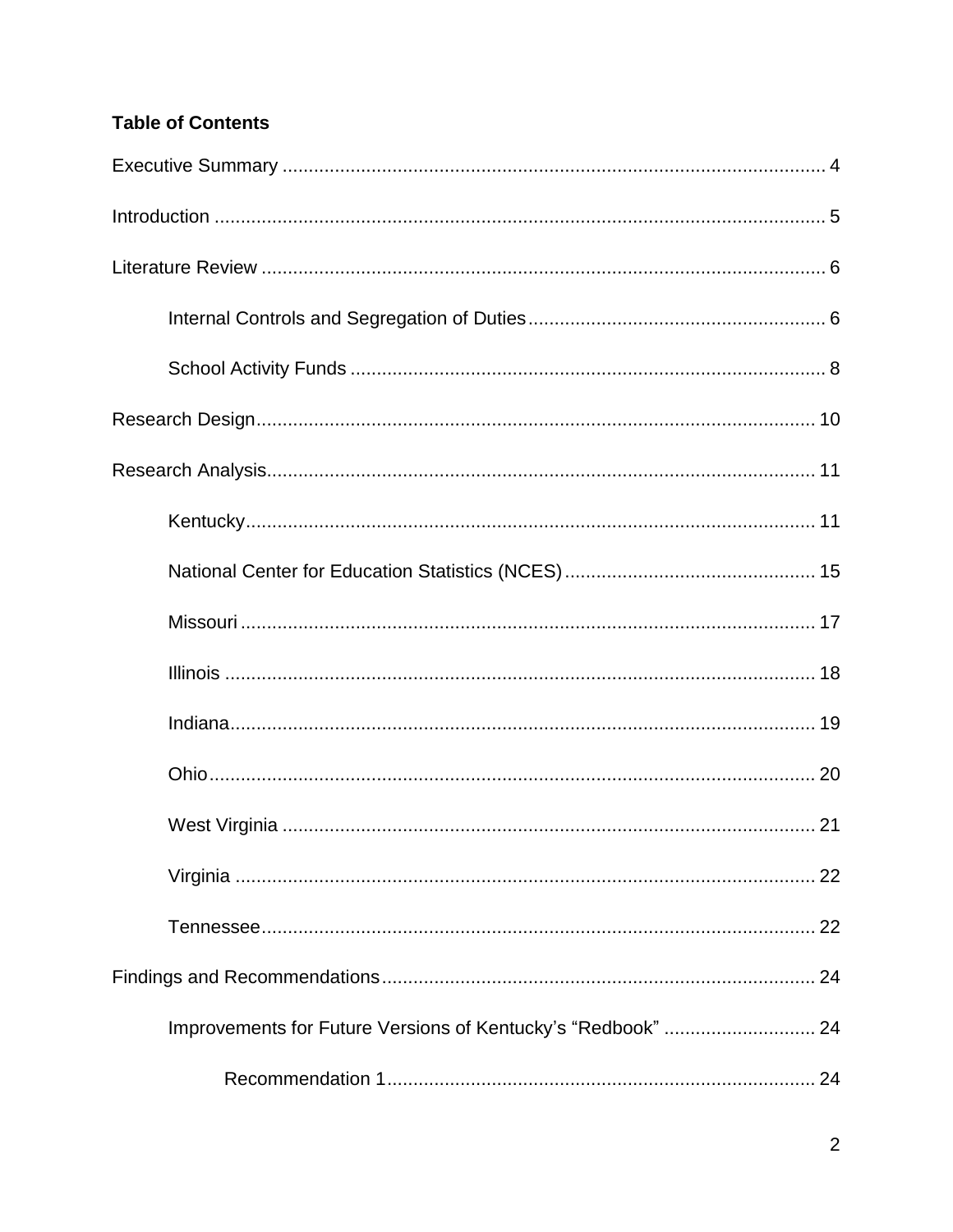**Table of Contents**

Executive Summary ........................................................................................................ 4

Introduction .................................................................................................................... 5

Literature Review ........................................................................................................... 6

Internal Controls and Segregation of Duties ........................................................ 6

School Activity Funds .......................................................................................... 8

Research Design........................................................................................................... 10

Research Analysis........................................................................................................ 11

Kentucky............................................................................................................ 11

National Center for Education Statistics (NCES) ............................................... 15

Missouri ............................................................................................................. 17

Illinois ................................................................................................................ 18

Indiana............................................................................................................... 19

Ohio................................................................................................................... 20

West Virginia ..................................................................................................... 21

Virginia .............................................................................................................. 22

Tennessee.......................................................................................................... 22

Findings and Recommendations.................................................................................. 24

Improvements for Future Versions of Kentucky's "Redbook" ............................. 24

Recommendation 1 ................................................................................. 24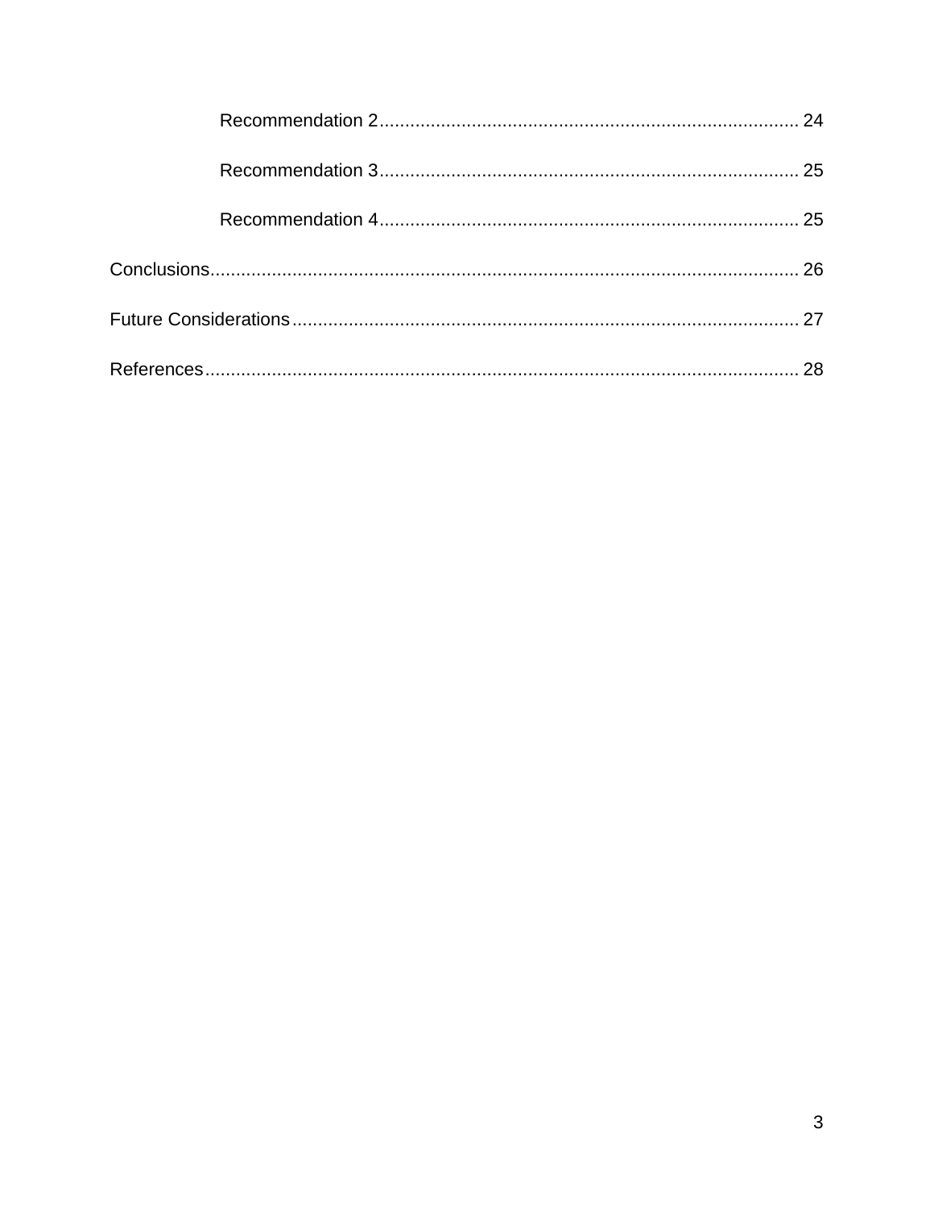Recommendation 2 .......................................................................... 24

Recommendation 3 .......................................................................... 25

Recommendation 4 .......................................................................... 25

Conclusions .......................................................................................................... 26

Future Considerations ......................................................................................... 27

References ............................................................................................................ 28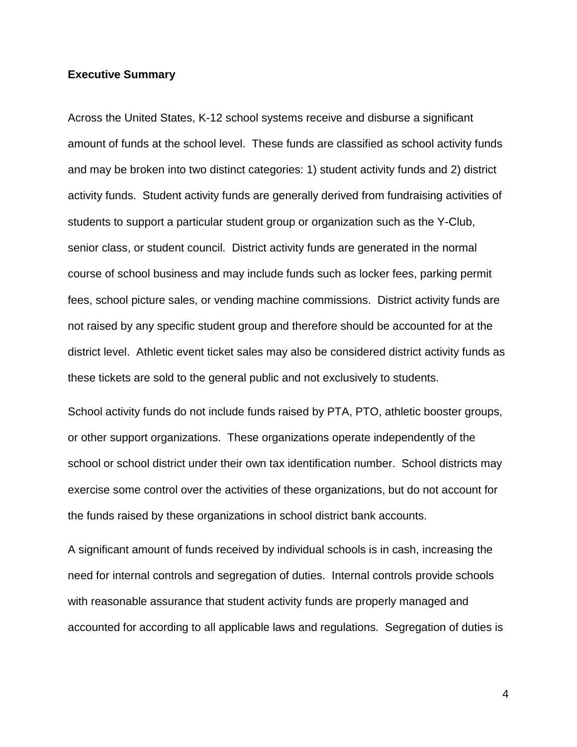**Executive Summary**

Across the United States, K-12 school systems receive and disburse a significant amount of funds at the school level. These funds are classified as school activity funds and may be broken into two distinct categories: 1) student activity funds and 2) district activity funds. Student activity funds are generally derived from fundraising activities of students to support a particular student group or organization such as the Y-Club, senior class, or student council. District activity funds are generated in the normal course of school business and may include funds such as locker fees, parking permit fees, school picture sales, or vending machine commissions. District activity funds are not raised by any specific student group and therefore should be accounted for at the district level. Athletic event ticket sales may also be considered district activity funds as these tickets are sold to the general public and not exclusively to students.

School activity funds do not include funds raised by PTA, PTO, athletic booster groups, or other support organizations. These organizations operate independently of the school or school district under their own tax identification number. School districts may exercise some control over the activities of these organizations, but do not account for the funds raised by these organizations in school district bank accounts.

A significant amount of funds received by individual schools is in cash, increasing the need for internal controls and segregation of duties. Internal controls provide schools with reasonable assurance that student activity funds are properly managed and accounted for according to all applicable laws and regulations. Segregation of duties is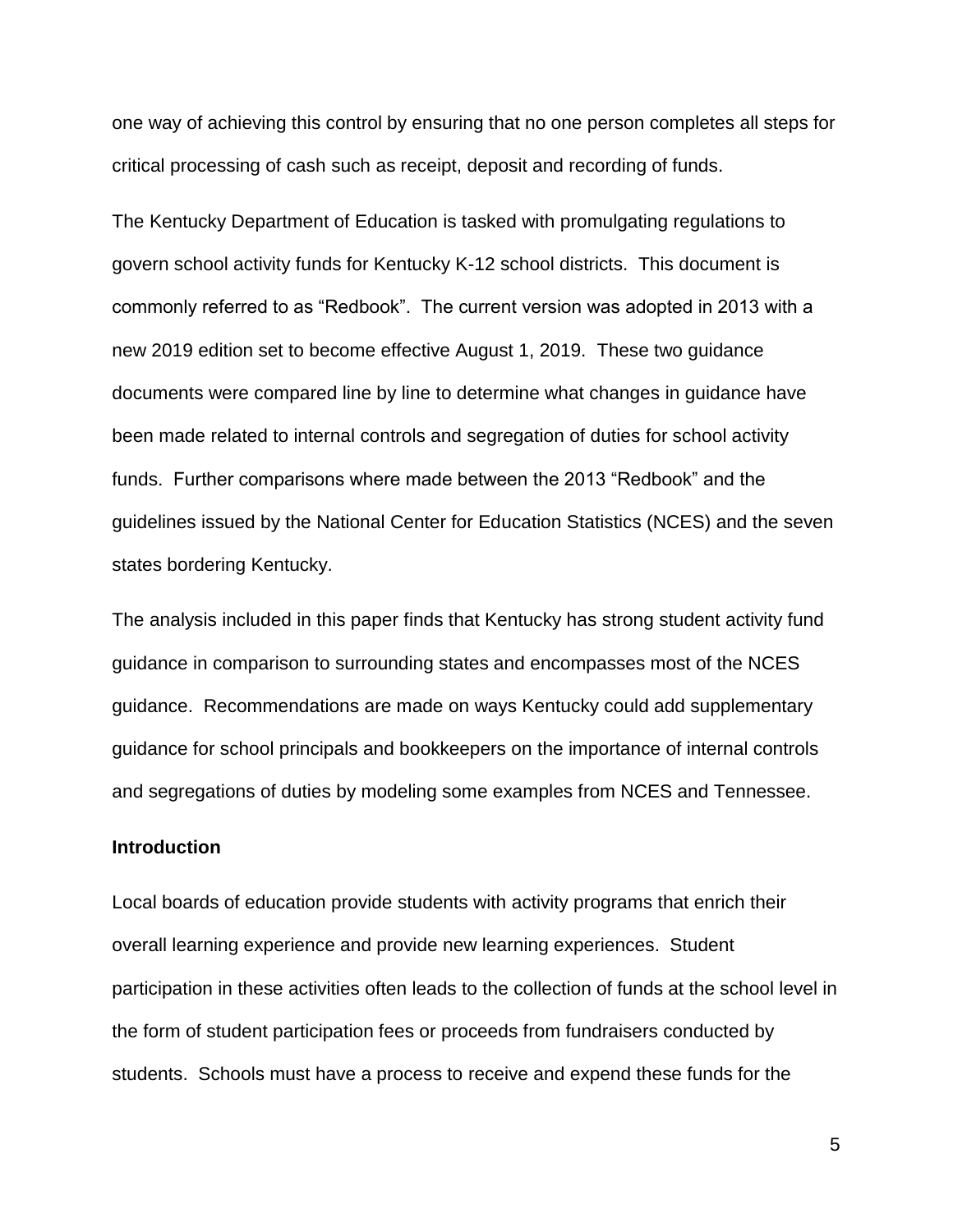one way of achieving this control by ensuring that no one person completes all steps for critical processing of cash such as receipt, deposit and recording of funds.

The Kentucky Department of Education is tasked with promulgating regulations to govern school activity funds for Kentucky K-12 school districts. This document is commonly referred to as "Redbook". The current version was adopted in 2013 with a new 2019 edition set to become effective August 1, 2019. These two guidance documents were compared line by line to determine what changes in guidance have been made related to internal controls and segregation of duties for school activity funds. Further comparisons where made between the 2013 "Redbook" and the guidelines issued by the National Center for Education Statistics (NCES) and the seven states bordering Kentucky.

The analysis included in this paper finds that Kentucky has strong student activity fund guidance in comparison to surrounding states and encompasses most of the NCES guidance. Recommendations are made on ways Kentucky could add supplementary guidance for school principals and bookkeepers on the importance of internal controls and segregations of duties by modeling some examples from NCES and Tennessee.

**Introduction**

Local boards of education provide students with activity programs that enrich their overall learning experience and provide new learning experiences. Student participation in these activities often leads to the collection of funds at the school level in the form of student participation fees or proceeds from fundraisers conducted by students. Schools must have a process to receive and expend these funds for the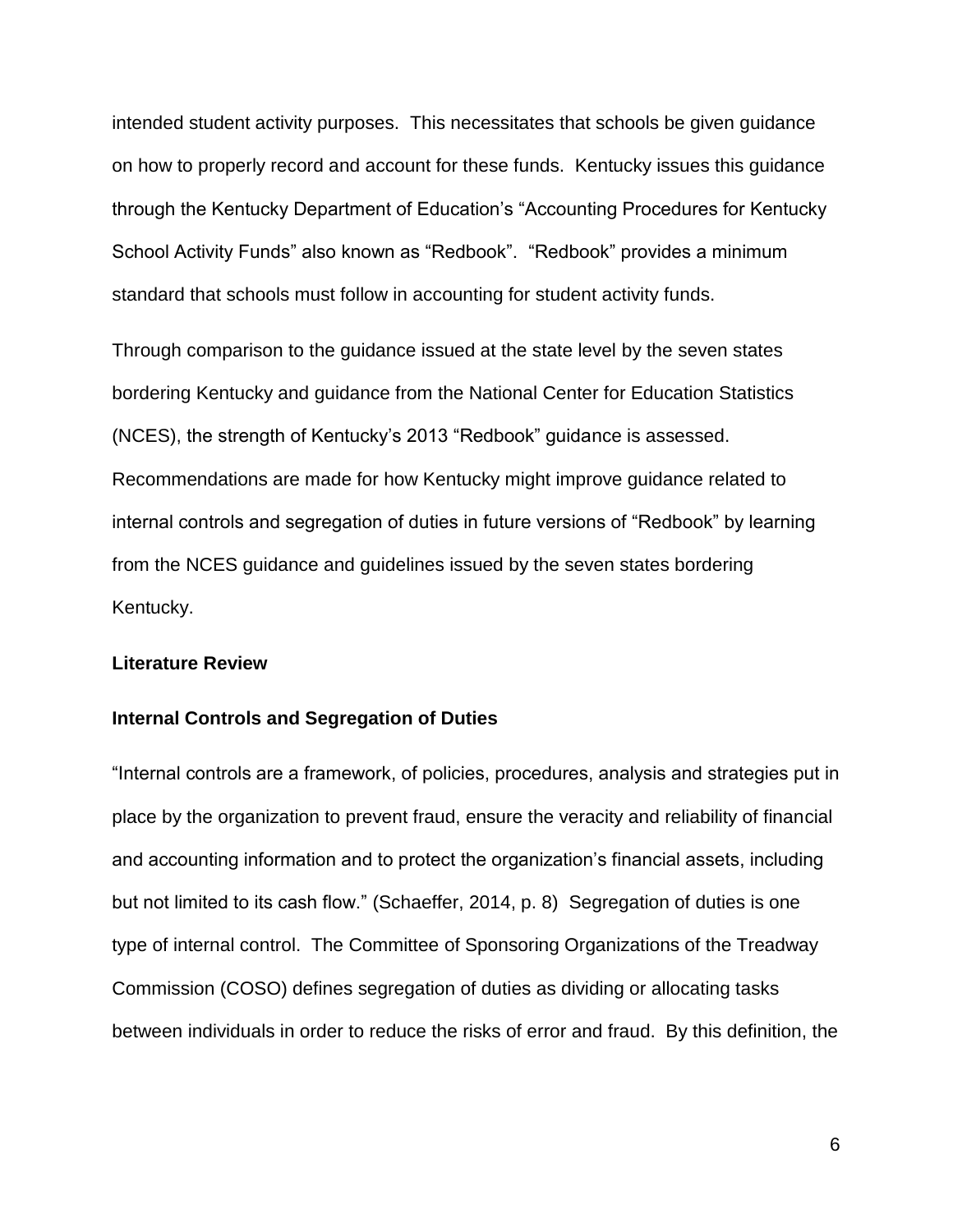intended student activity purposes. This necessitates that schools be given guidance on how to properly record and account for these funds. Kentucky issues this guidance through the Kentucky Department of Education's "Accounting Procedures for Kentucky School Activity Funds" also known as "Redbook". "Redbook" provides a minimum standard that schools must follow in accounting for student activity funds.

Through comparison to the guidance issued at the state level by the seven states bordering Kentucky and guidance from the National Center for Education Statistics (NCES), the strength of Kentucky's 2013 "Redbook" guidance is assessed. Recommendations are made for how Kentucky might improve guidance related to internal controls and segregation of duties in future versions of "Redbook" by learning from the NCES guidance and guidelines issued by the seven states bordering Kentucky.

## Literature Review

### Internal Controls and Segregation of Duties

"Internal controls are a framework, of policies, procedures, analysis and strategies put in place by the organization to prevent fraud, ensure the veracity and reliability of financial and accounting information and to protect the organization's financial assets, including but not limited to its cash flow." (Schaeffer, 2014, p. 8) Segregation of duties is one type of internal control. The Committee of Sponsoring Organizations of the Treadway Commission (COSO) defines segregation of duties as dividing or allocating tasks between individuals in order to reduce the risks of error and fraud. By this definition, the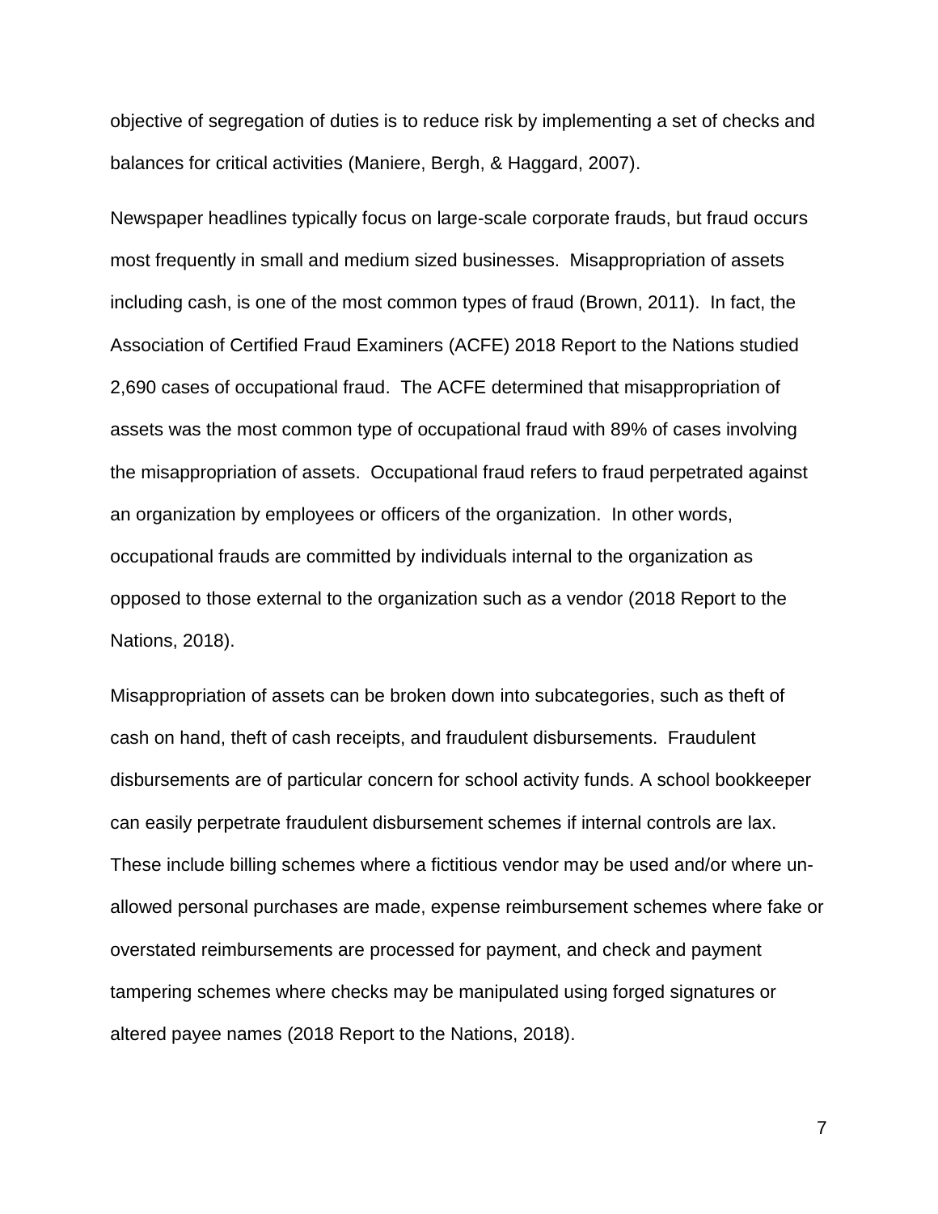objective of segregation of duties is to reduce risk by implementing a set of checks and balances for critical activities (Maniere, Bergh, & Haggard, 2007).

Newspaper headlines typically focus on large-scale corporate frauds, but fraud occurs most frequently in small and medium sized businesses. Misappropriation of assets including cash, is one of the most common types of fraud (Brown, 2011). In fact, the Association of Certified Fraud Examiners (ACFE) 2018 Report to the Nations studied 2,690 cases of occupational fraud. The ACFE determined that misappropriation of assets was the most common type of occupational fraud with 89% of cases involving the misappropriation of assets. Occupational fraud refers to fraud perpetrated against an organization by employees or officers of the organization. In other words, occupational frauds are committed by individuals internal to the organization as opposed to those external to the organization such as a vendor (2018 Report to the Nations, 2018).

Misappropriation of assets can be broken down into subcategories, such as theft of cash on hand, theft of cash receipts, and fraudulent disbursements. Fraudulent disbursements are of particular concern for school activity funds. A school bookkeeper can easily perpetrate fraudulent disbursement schemes if internal controls are lax. These include billing schemes where a fictitious vendor may be used and/or where un-allowed personal purchases are made, expense reimbursement schemes where fake or overstated reimbursements are processed for payment, and check and payment tampering schemes where checks may be manipulated using forged signatures or altered payee names (2018 Report to the Nations, 2018).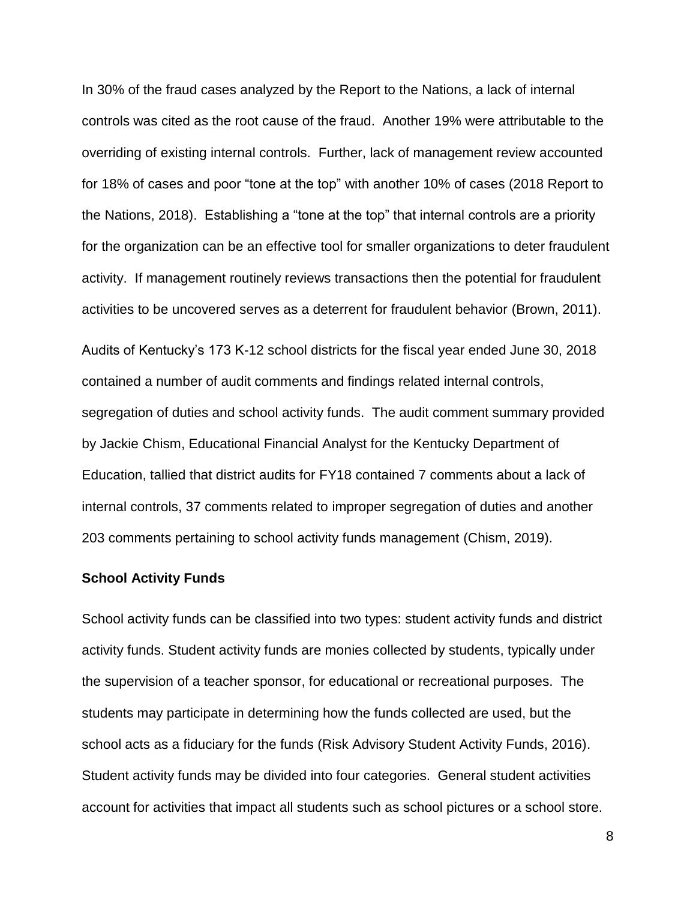In 30% of the fraud cases analyzed by the Report to the Nations, a lack of internal controls was cited as the root cause of the fraud. Another 19% were attributable to the overriding of existing internal controls. Further, lack of management review accounted for 18% of cases and poor "tone at the top" with another 10% of cases (2018 Report to the Nations, 2018). Establishing a "tone at the top" that internal controls are a priority for the organization can be an effective tool for smaller organizations to deter fraudulent activity. If management routinely reviews transactions then the potential for fraudulent activities to be uncovered serves as a deterrent for fraudulent behavior (Brown, 2011).

Audits of Kentucky's 173 K-12 school districts for the fiscal year ended June 30, 2018 contained a number of audit comments and findings related internal controls, segregation of duties and school activity funds. The audit comment summary provided by Jackie Chism, Educational Financial Analyst for the Kentucky Department of Education, tallied that district audits for FY18 contained 7 comments about a lack of internal controls, 37 comments related to improper segregation of duties and another 203 comments pertaining to school activity funds management (Chism, 2019).

**School Activity Funds**

School activity funds can be classified into two types: student activity funds and district activity funds. Student activity funds are monies collected by students, typically under the supervision of a teacher sponsor, for educational or recreational purposes. The students may participate in determining how the funds collected are used, but the school acts as a fiduciary for the funds (Risk Advisory Student Activity Funds, 2016). Student activity funds may be divided into four categories. General student activities account for activities that impact all students such as school pictures or a school store.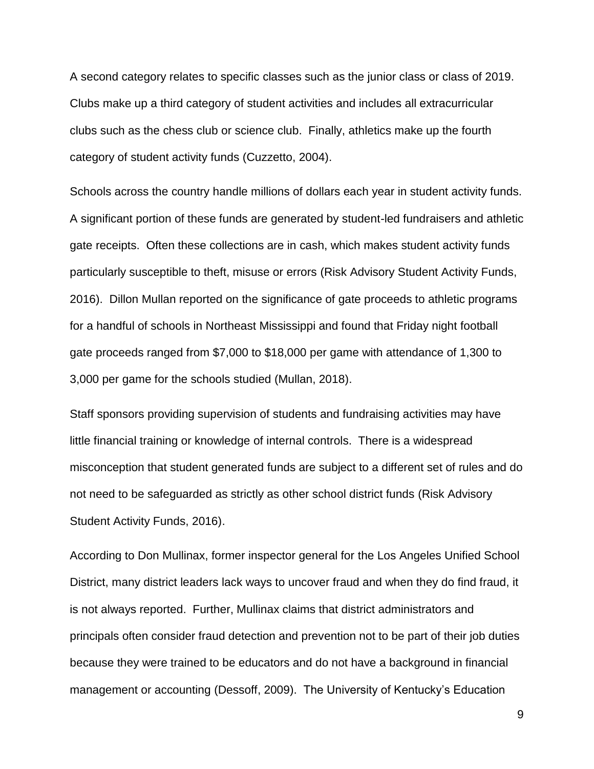A second category relates to specific classes such as the junior class or class of 2019. Clubs make up a third category of student activities and includes all extracurricular clubs such as the chess club or science club. Finally, athletics make up the fourth category of student activity funds (Cuzzetto, 2004).

Schools across the country handle millions of dollars each year in student activity funds. A significant portion of these funds are generated by student-led fundraisers and athletic gate receipts. Often these collections are in cash, which makes student activity funds particularly susceptible to theft, misuse or errors (Risk Advisory Student Activity Funds, 2016). Dillon Mullan reported on the significance of gate proceeds to athletic programs for a handful of schools in Northeast Mississippi and found that Friday night football gate proceeds ranged from $7,000 to $18,000 per game with attendance of 1,300 to 3,000 per game for the schools studied (Mullan, 2018).

Staff sponsors providing supervision of students and fundraising activities may have little financial training or knowledge of internal controls. There is a widespread misconception that student generated funds are subject to a different set of rules and do not need to be safeguarded as strictly as other school district funds (Risk Advisory Student Activity Funds, 2016).

According to Don Mullinax, former inspector general for the Los Angeles Unified School District, many district leaders lack ways to uncover fraud and when they do find fraud, it is not always reported. Further, Mullinax claims that district administrators and principals often consider fraud detection and prevention not to be part of their job duties because they were trained to be educators and do not have a background in financial management or accounting (Dessoff, 2009). The University of Kentucky's Education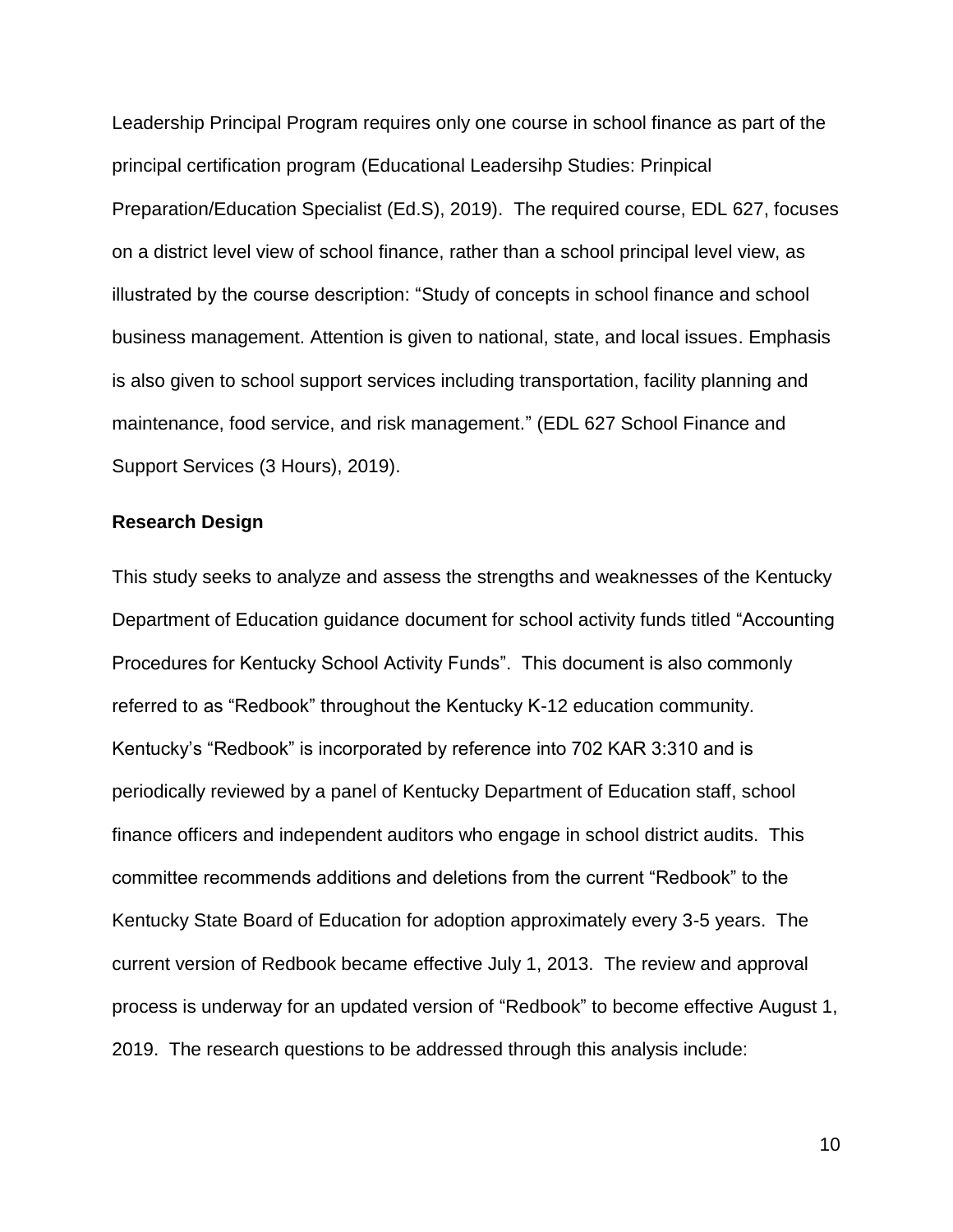Leadership Principal Program requires only one course in school finance as part of the principal certification program (Educational Leadersihp Studies: Prinpical Preparation/Education Specialist (Ed.S), 2019). The required course, EDL 627, focuses on a district level view of school finance, rather than a school principal level view, as illustrated by the course description: "Study of concepts in school finance and school business management. Attention is given to national, state, and local issues. Emphasis is also given to school support services including transportation, facility planning and maintenance, food service, and risk management." (EDL 627 School Finance and Support Services (3 Hours), 2019).

**Research Design**

This study seeks to analyze and assess the strengths and weaknesses of the Kentucky Department of Education guidance document for school activity funds titled "Accounting Procedures for Kentucky School Activity Funds". This document is also commonly referred to as "Redbook" throughout the Kentucky K-12 education community. Kentucky's "Redbook" is incorporated by reference into 702 KAR 3:310 and is periodically reviewed by a panel of Kentucky Department of Education staff, school finance officers and independent auditors who engage in school district audits. This committee recommends additions and deletions from the current "Redbook" to the Kentucky State Board of Education for adoption approximately every 3-5 years. The current version of Redbook became effective July 1, 2013. The review and approval process is underway for an updated version of "Redbook" to become effective August 1, 2019. The research questions to be addressed through this analysis include: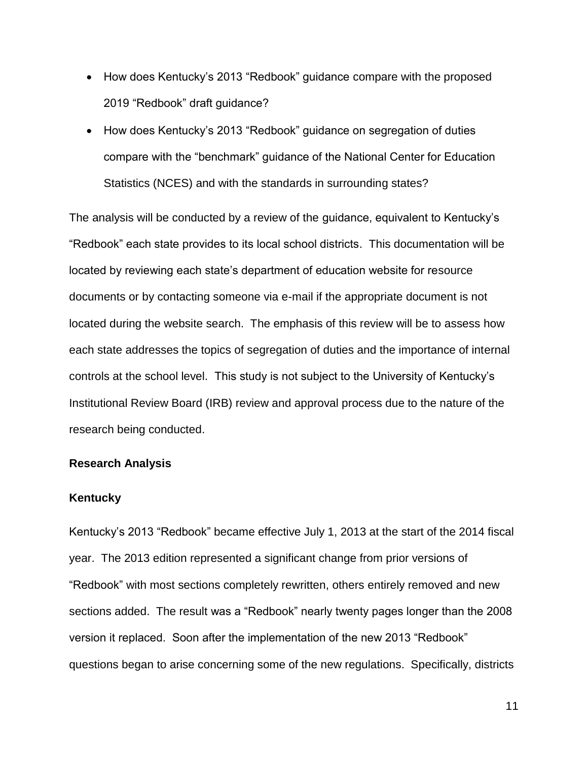- How does Kentucky's 2013 "Redbook" guidance compare with the proposed 2019 "Redbook" draft guidance?
- How does Kentucky's 2013 "Redbook" guidance on segregation of duties compare with the "benchmark" guidance of the National Center for Education Statistics (NCES) and with the standards in surrounding states?

The analysis will be conducted by a review of the guidance, equivalent to Kentucky's "Redbook" each state provides to its local school districts. This documentation will be located by reviewing each state's department of education website for resource documents or by contacting someone via e-mail if the appropriate document is not located during the website search. The emphasis of this review will be to assess how each state addresses the topics of segregation of duties and the importance of internal controls at the school level. This study is not subject to the University of Kentucky's Institutional Review Board (IRB) review and approval process due to the nature of the research being conducted.

**Research Analysis**

**Kentucky**

Kentucky's 2013 "Redbook" became effective July 1, 2013 at the start of the 2014 fiscal year. The 2013 edition represented a significant change from prior versions of "Redbook" with most sections completely rewritten, others entirely removed and new sections added. The result was a "Redbook" nearly twenty pages longer than the 2008 version it replaced. Soon after the implementation of the new 2013 "Redbook" questions began to arise concerning some of the new regulations. Specifically, districts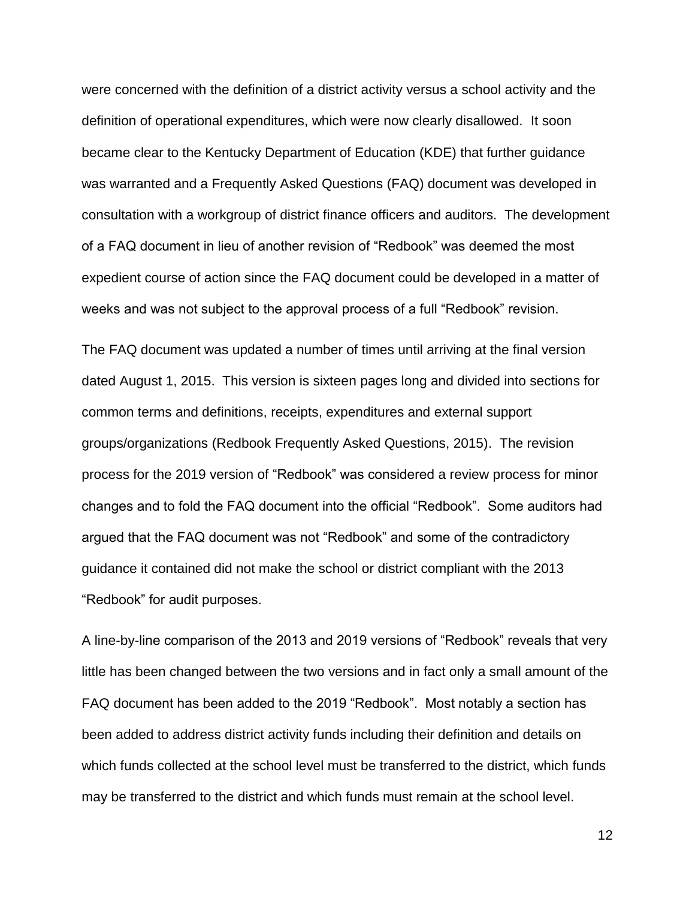were concerned with the definition of a district activity versus a school activity and the definition of operational expenditures, which were now clearly disallowed. It soon became clear to the Kentucky Department of Education (KDE) that further guidance was warranted and a Frequently Asked Questions (FAQ) document was developed in consultation with a workgroup of district finance officers and auditors. The development of a FAQ document in lieu of another revision of "Redbook" was deemed the most expedient course of action since the FAQ document could be developed in a matter of weeks and was not subject to the approval process of a full "Redbook" revision.

The FAQ document was updated a number of times until arriving at the final version dated August 1, 2015. This version is sixteen pages long and divided into sections for common terms and definitions, receipts, expenditures and external support groups/organizations (Redbook Frequently Asked Questions, 2015). The revision process for the 2019 version of "Redbook" was considered a review process for minor changes and to fold the FAQ document into the official "Redbook". Some auditors had argued that the FAQ document was not "Redbook" and some of the contradictory guidance it contained did not make the school or district compliant with the 2013 "Redbook" for audit purposes.

A line-by-line comparison of the 2013 and 2019 versions of "Redbook" reveals that very little has been changed between the two versions and in fact only a small amount of the FAQ document has been added to the 2019 "Redbook". Most notably a section has been added to address district activity funds including their definition and details on which funds collected at the school level must be transferred to the district, which funds may be transferred to the district and which funds must remain at the school level.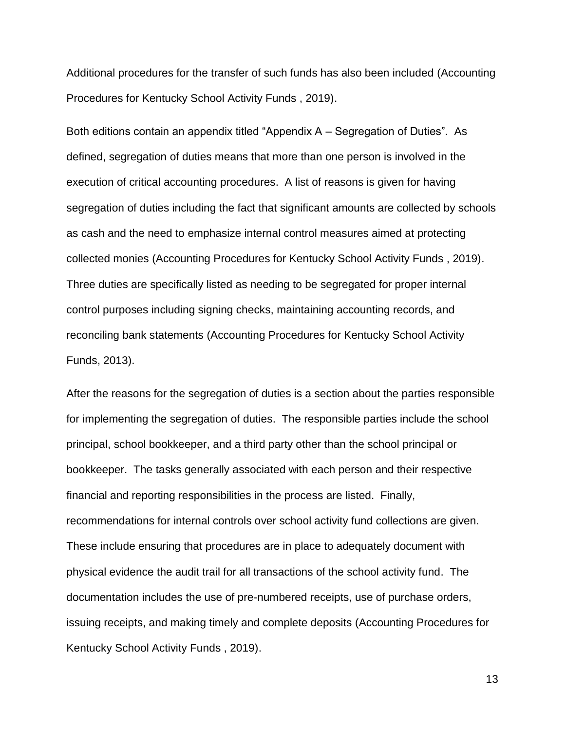Additional procedures for the transfer of such funds has also been included (Accounting Procedures for Kentucky School Activity Funds , 2019).

Both editions contain an appendix titled "Appendix A – Segregation of Duties". As defined, segregation of duties means that more than one person is involved in the execution of critical accounting procedures. A list of reasons is given for having segregation of duties including the fact that significant amounts are collected by schools as cash and the need to emphasize internal control measures aimed at protecting collected monies (Accounting Procedures for Kentucky School Activity Funds , 2019). Three duties are specifically listed as needing to be segregated for proper internal control purposes including signing checks, maintaining accounting records, and reconciling bank statements (Accounting Procedures for Kentucky School Activity Funds, 2013).

After the reasons for the segregation of duties is a section about the parties responsible for implementing the segregation of duties. The responsible parties include the school principal, school bookkeeper, and a third party other than the school principal or bookkeeper. The tasks generally associated with each person and their respective financial and reporting responsibilities in the process are listed. Finally, recommendations for internal controls over school activity fund collections are given. These include ensuring that procedures are in place to adequately document with physical evidence the audit trail for all transactions of the school activity fund. The documentation includes the use of pre-numbered receipts, use of purchase orders, issuing receipts, and making timely and complete deposits (Accounting Procedures for Kentucky School Activity Funds , 2019).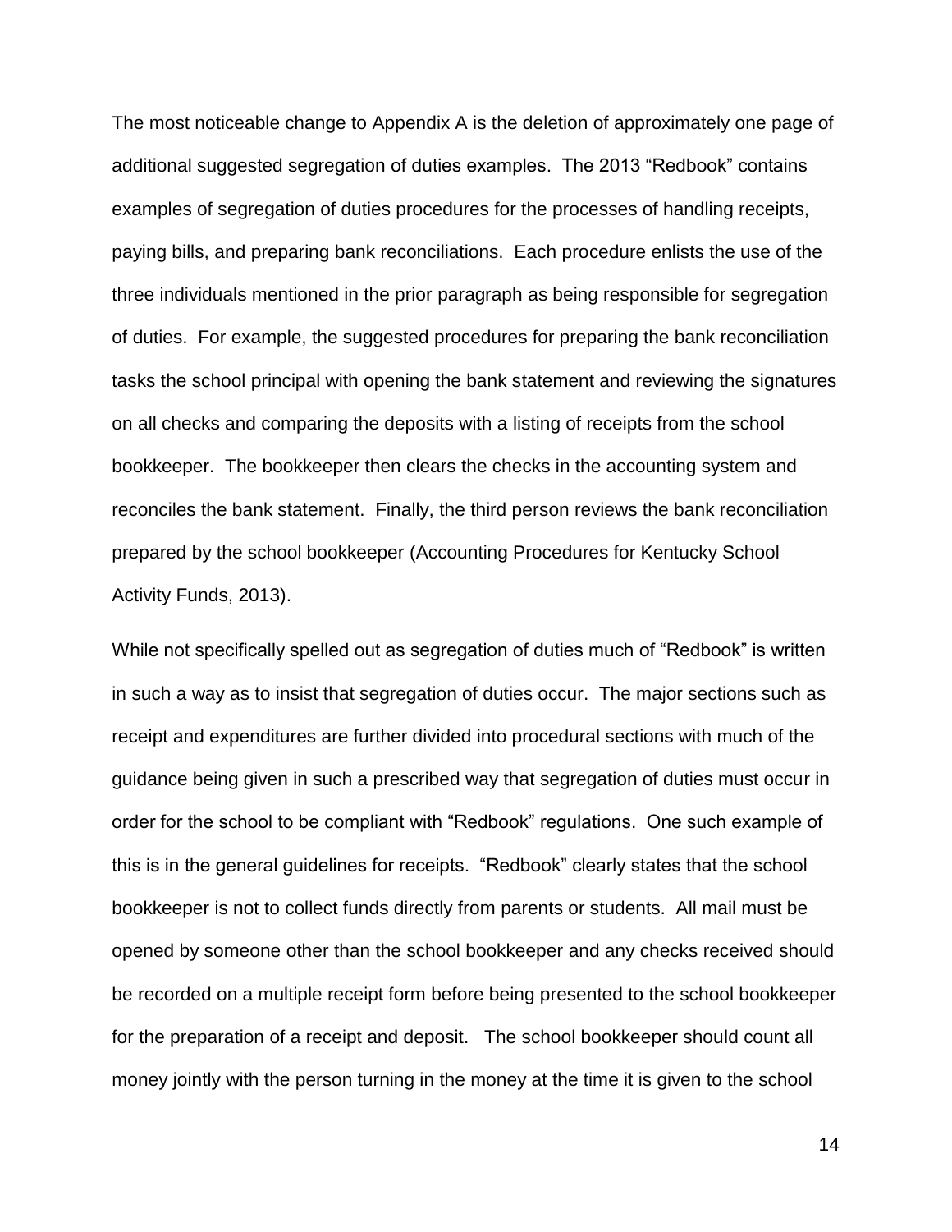The most noticeable change to Appendix A is the deletion of approximately one page of additional suggested segregation of duties examples. The 2013 "Redbook" contains examples of segregation of duties procedures for the processes of handling receipts, paying bills, and preparing bank reconciliations. Each procedure enlists the use of the three individuals mentioned in the prior paragraph as being responsible for segregation of duties. For example, the suggested procedures for preparing the bank reconciliation tasks the school principal with opening the bank statement and reviewing the signatures on all checks and comparing the deposits with a listing of receipts from the school bookkeeper. The bookkeeper then clears the checks in the accounting system and reconciles the bank statement. Finally, the third person reviews the bank reconciliation prepared by the school bookkeeper (Accounting Procedures for Kentucky School Activity Funds, 2013).

While not specifically spelled out as segregation of duties much of "Redbook" is written in such a way as to insist that segregation of duties occur. The major sections such as receipt and expenditures are further divided into procedural sections with much of the guidance being given in such a prescribed way that segregation of duties must occur in order for the school to be compliant with "Redbook" regulations. One such example of this is in the general guidelines for receipts. "Redbook" clearly states that the school bookkeeper is not to collect funds directly from parents or students. All mail must be opened by someone other than the school bookkeeper and any checks received should be recorded on a multiple receipt form before being presented to the school bookkeeper for the preparation of a receipt and deposit. The school bookkeeper should count all money jointly with the person turning in the money at the time it is given to the school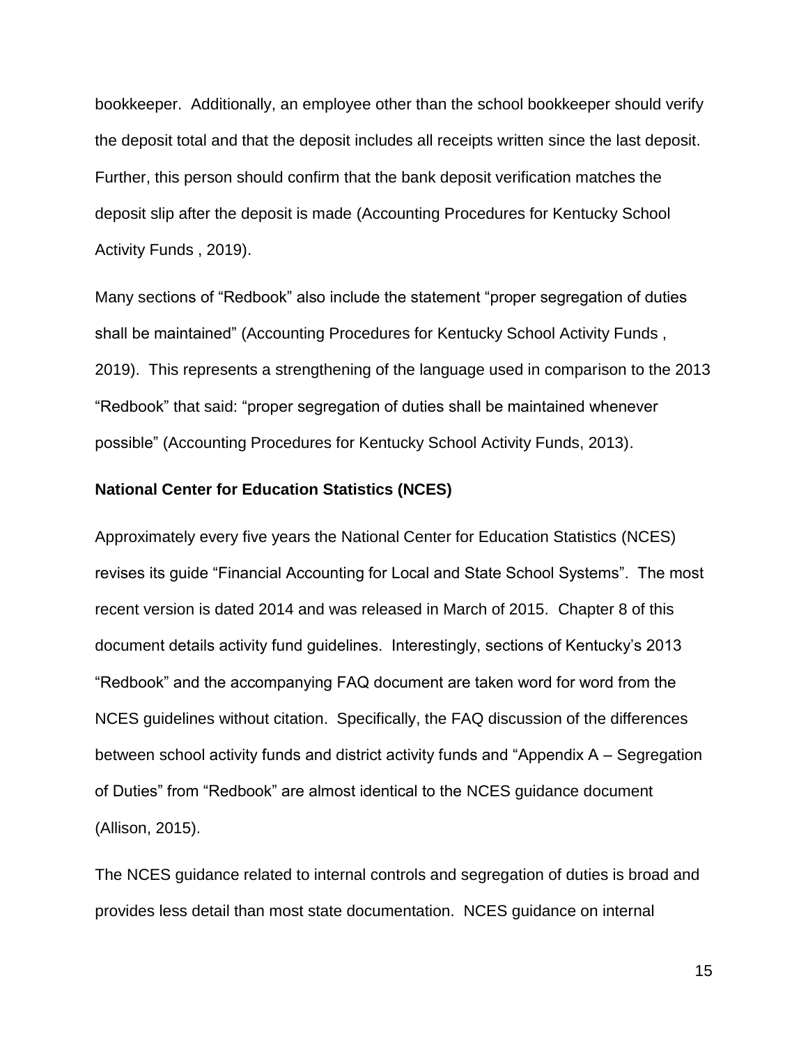bookkeeper. Additionally, an employee other than the school bookkeeper should verify the deposit total and that the deposit includes all receipts written since the last deposit. Further, this person should confirm that the bank deposit verification matches the deposit slip after the deposit is made (Accounting Procedures for Kentucky School Activity Funds , 2019).

Many sections of “Redbook” also include the statement “proper segregation of duties shall be maintained” (Accounting Procedures for Kentucky School Activity Funds , 2019). This represents a strengthening of the language used in comparison to the 2013 “Redbook” that said: “proper segregation of duties shall be maintained whenever possible” (Accounting Procedures for Kentucky School Activity Funds, 2013).

**National Center for Education Statistics (NCES)**

Approximately every five years the National Center for Education Statistics (NCES) revises its guide “Financial Accounting for Local and State School Systems”. The most recent version is dated 2014 and was released in March of 2015. Chapter 8 of this document details activity fund guidelines. Interestingly, sections of Kentucky’s 2013 “Redbook” and the accompanying FAQ document are taken word for word from the NCES guidelines without citation. Specifically, the FAQ discussion of the differences between school activity funds and district activity funds and “Appendix A – Segregation of Duties” from “Redbook” are almost identical to the NCES guidance document (Allison, 2015).

The NCES guidance related to internal controls and segregation of duties is broad and provides less detail than most state documentation. NCES guidance on internal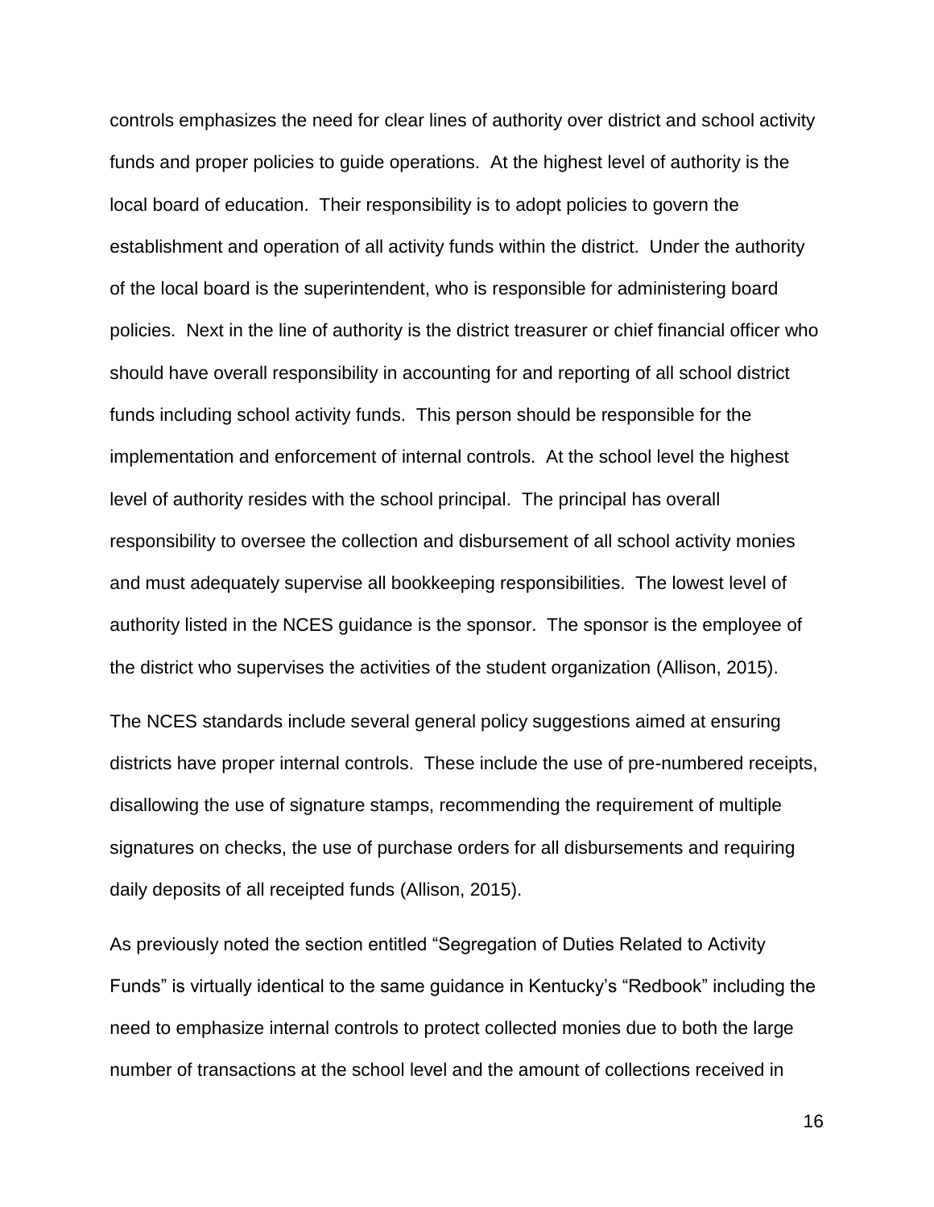controls emphasizes the need for clear lines of authority over district and school activity funds and proper policies to guide operations. At the highest level of authority is the local board of education. Their responsibility is to adopt policies to govern the establishment and operation of all activity funds within the district. Under the authority of the local board is the superintendent, who is responsible for administering board policies. Next in the line of authority is the district treasurer or chief financial officer who should have overall responsibility in accounting for and reporting of all school district funds including school activity funds. This person should be responsible for the implementation and enforcement of internal controls. At the school level the highest level of authority resides with the school principal. The principal has overall responsibility to oversee the collection and disbursement of all school activity monies and must adequately supervise all bookkeeping responsibilities. The lowest level of authority listed in the NCES guidance is the sponsor. The sponsor is the employee of the district who supervises the activities of the student organization (Allison, 2015).

The NCES standards include several general policy suggestions aimed at ensuring districts have proper internal controls. These include the use of pre-numbered receipts, disallowing the use of signature stamps, recommending the requirement of multiple signatures on checks, the use of purchase orders for all disbursements and requiring daily deposits of all receipted funds (Allison, 2015).

As previously noted the section entitled “Segregation of Duties Related to Activity Funds” is virtually identical to the same guidance in Kentucky’s “Redbook” including the need to emphasize internal controls to protect collected monies due to both the large number of transactions at the school level and the amount of collections received in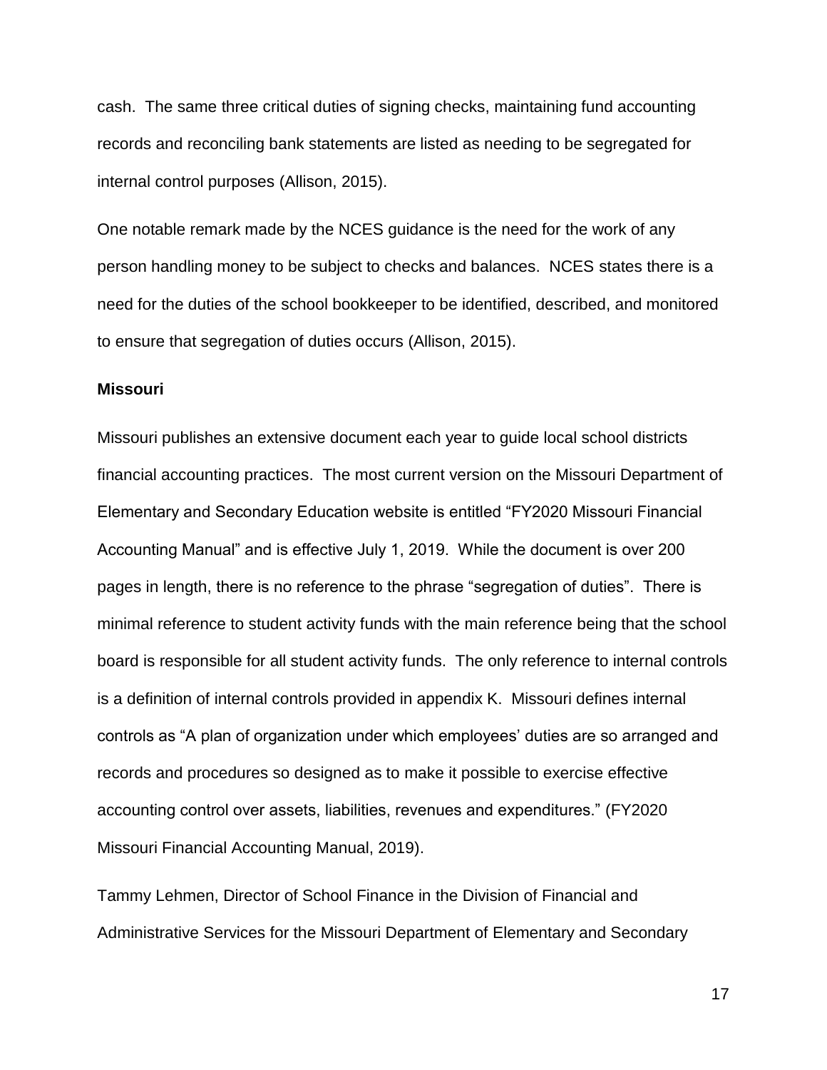cash. The same three critical duties of signing checks, maintaining fund accounting records and reconciling bank statements are listed as needing to be segregated for internal control purposes (Allison, 2015).

One notable remark made by the NCES guidance is the need for the work of any person handling money to be subject to checks and balances. NCES states there is a need for the duties of the school bookkeeper to be identified, described, and monitored to ensure that segregation of duties occurs (Allison, 2015).

**Missouri**

Missouri publishes an extensive document each year to guide local school districts financial accounting practices. The most current version on the Missouri Department of Elementary and Secondary Education website is entitled "FY2020 Missouri Financial Accounting Manual" and is effective July 1, 2019. While the document is over 200 pages in length, there is no reference to the phrase "segregation of duties". There is minimal reference to student activity funds with the main reference being that the school board is responsible for all student activity funds. The only reference to internal controls is a definition of internal controls provided in appendix K. Missouri defines internal controls as "A plan of organization under which employees' duties are so arranged and records and procedures so designed as to make it possible to exercise effective accounting control over assets, liabilities, revenues and expenditures." (FY2020 Missouri Financial Accounting Manual, 2019).

Tammy Lehmen, Director of School Finance in the Division of Financial and Administrative Services for the Missouri Department of Elementary and Secondary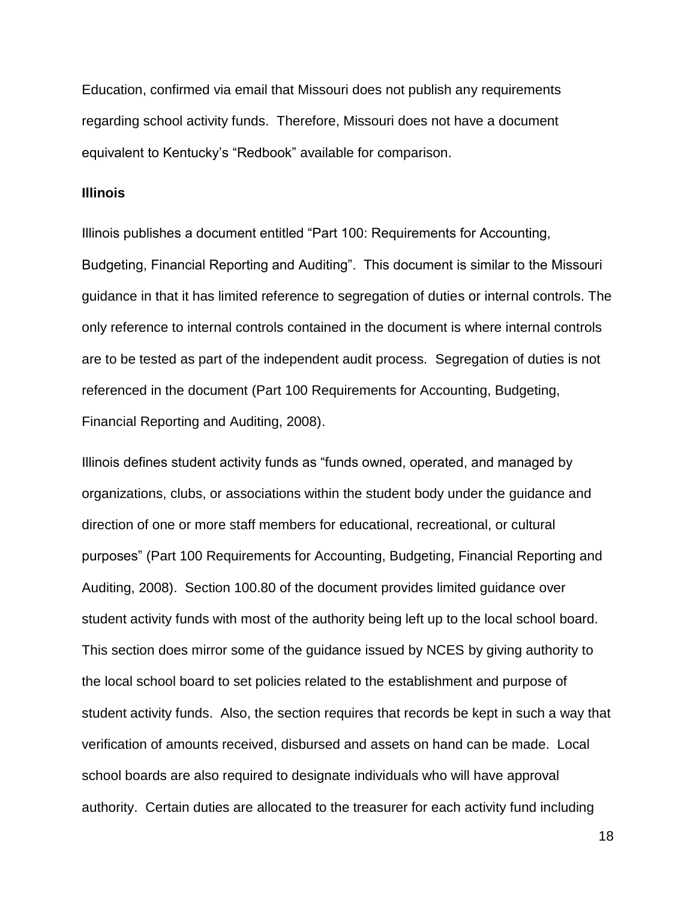Education, confirmed via email that Missouri does not publish any requirements regarding school activity funds. Therefore, Missouri does not have a document equivalent to Kentucky's "Redbook" available for comparison.

**Illinois**

Illinois publishes a document entitled "Part 100: Requirements for Accounting, Budgeting, Financial Reporting and Auditing". This document is similar to the Missouri guidance in that it has limited reference to segregation of duties or internal controls. The only reference to internal controls contained in the document is where internal controls are to be tested as part of the independent audit process. Segregation of duties is not referenced in the document (Part 100 Requirements for Accounting, Budgeting, Financial Reporting and Auditing, 2008).

Illinois defines student activity funds as "funds owned, operated, and managed by organizations, clubs, or associations within the student body under the guidance and direction of one or more staff members for educational, recreational, or cultural purposes" (Part 100 Requirements for Accounting, Budgeting, Financial Reporting and Auditing, 2008). Section 100.80 of the document provides limited guidance over student activity funds with most of the authority being left up to the local school board. This section does mirror some of the guidance issued by NCES by giving authority to the local school board to set policies related to the establishment and purpose of student activity funds. Also, the section requires that records be kept in such a way that verification of amounts received, disbursed and assets on hand can be made. Local school boards are also required to designate individuals who will have approval authority. Certain duties are allocated to the treasurer for each activity fund including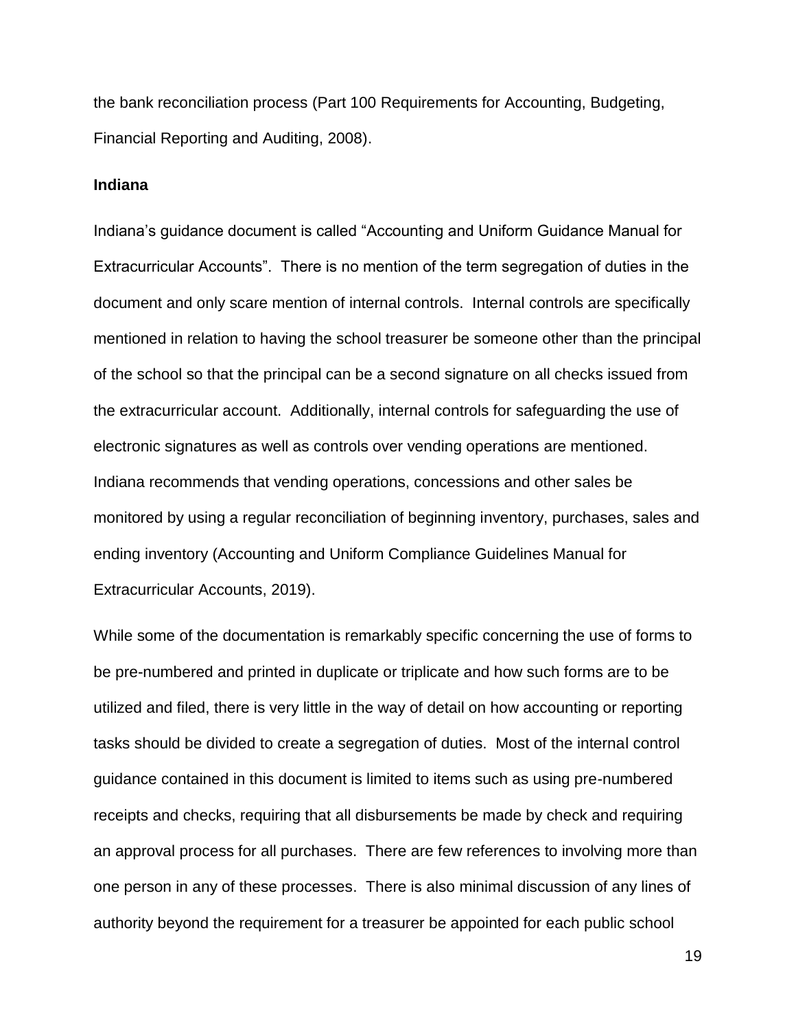the bank reconciliation process (Part 100 Requirements for Accounting, Budgeting, Financial Reporting and Auditing, 2008).

### Indiana

Indiana's guidance document is called "Accounting and Uniform Guidance Manual for Extracurricular Accounts". There is no mention of the term segregation of duties in the document and only scare mention of internal controls. Internal controls are specifically mentioned in relation to having the school treasurer be someone other than the principal of the school so that the principal can be a second signature on all checks issued from the extracurricular account. Additionally, internal controls for safeguarding the use of electronic signatures as well as controls over vending operations are mentioned. Indiana recommends that vending operations, concessions and other sales be monitored by using a regular reconciliation of beginning inventory, purchases, sales and ending inventory (Accounting and Uniform Compliance Guidelines Manual for Extracurricular Accounts, 2019).

While some of the documentation is remarkably specific concerning the use of forms to be pre-numbered and printed in duplicate or triplicate and how such forms are to be utilized and filed, there is very little in the way of detail on how accounting or reporting tasks should be divided to create a segregation of duties. Most of the internal control guidance contained in this document is limited to items such as using pre-numbered receipts and checks, requiring that all disbursements be made by check and requiring an approval process for all purchases. There are few references to involving more than one person in any of these processes. There is also minimal discussion of any lines of authority beyond the requirement for a treasurer be appointed for each public school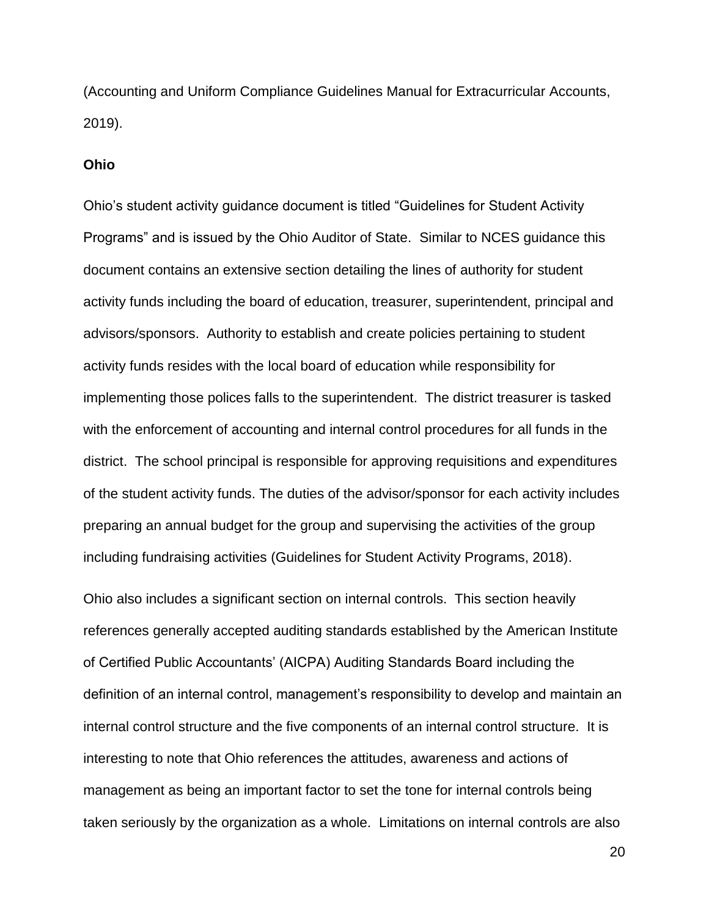(Accounting and Uniform Compliance Guidelines Manual for Extracurricular Accounts, 2019).

**Ohio**

Ohio's student activity guidance document is titled "Guidelines for Student Activity Programs" and is issued by the Ohio Auditor of State. Similar to NCES guidance this document contains an extensive section detailing the lines of authority for student activity funds including the board of education, treasurer, superintendent, principal and advisors/sponsors. Authority to establish and create policies pertaining to student activity funds resides with the local board of education while responsibility for implementing those polices falls to the superintendent. The district treasurer is tasked with the enforcement of accounting and internal control procedures for all funds in the district. The school principal is responsible for approving requisitions and expenditures of the student activity funds. The duties of the advisor/sponsor for each activity includes preparing an annual budget for the group and supervising the activities of the group including fundraising activities (Guidelines for Student Activity Programs, 2018).

Ohio also includes a significant section on internal controls. This section heavily references generally accepted auditing standards established by the American Institute of Certified Public Accountants' (AICPA) Auditing Standards Board including the definition of an internal control, management's responsibility to develop and maintain an internal control structure and the five components of an internal control structure. It is interesting to note that Ohio references the attitudes, awareness and actions of management as being an important factor to set the tone for internal controls being taken seriously by the organization as a whole. Limitations on internal controls are also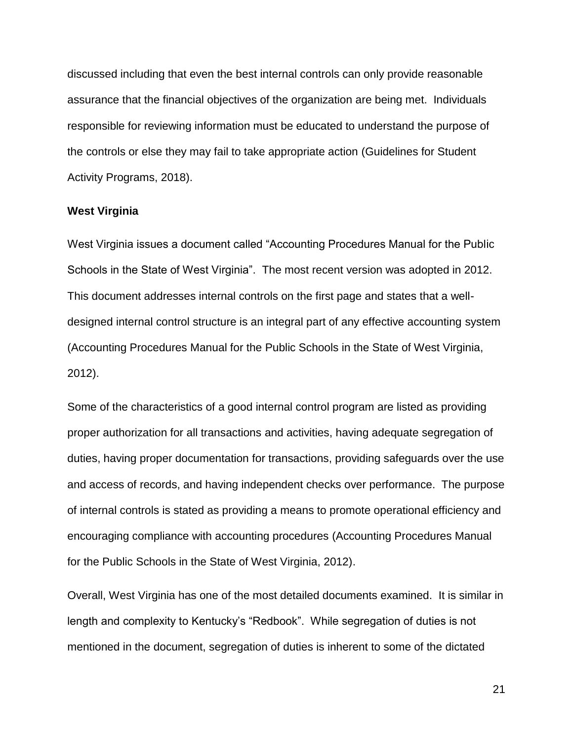discussed including that even the best internal controls can only provide reasonable assurance that the financial objectives of the organization are being met. Individuals responsible for reviewing information must be educated to understand the purpose of the controls or else they may fail to take appropriate action (Guidelines for Student Activity Programs, 2018).

**West Virginia**

West Virginia issues a document called "Accounting Procedures Manual for the Public Schools in the State of West Virginia". The most recent version was adopted in 2012. This document addresses internal controls on the first page and states that a well-designed internal control structure is an integral part of any effective accounting system (Accounting Procedures Manual for the Public Schools in the State of West Virginia, 2012).

Some of the characteristics of a good internal control program are listed as providing proper authorization for all transactions and activities, having adequate segregation of duties, having proper documentation for transactions, providing safeguards over the use and access of records, and having independent checks over performance. The purpose of internal controls is stated as providing a means to promote operational efficiency and encouraging compliance with accounting procedures (Accounting Procedures Manual for the Public Schools in the State of West Virginia, 2012).

Overall, West Virginia has one of the most detailed documents examined. It is similar in length and complexity to Kentucky's "Redbook". While segregation of duties is not mentioned in the document, segregation of duties is inherent to some of the dictated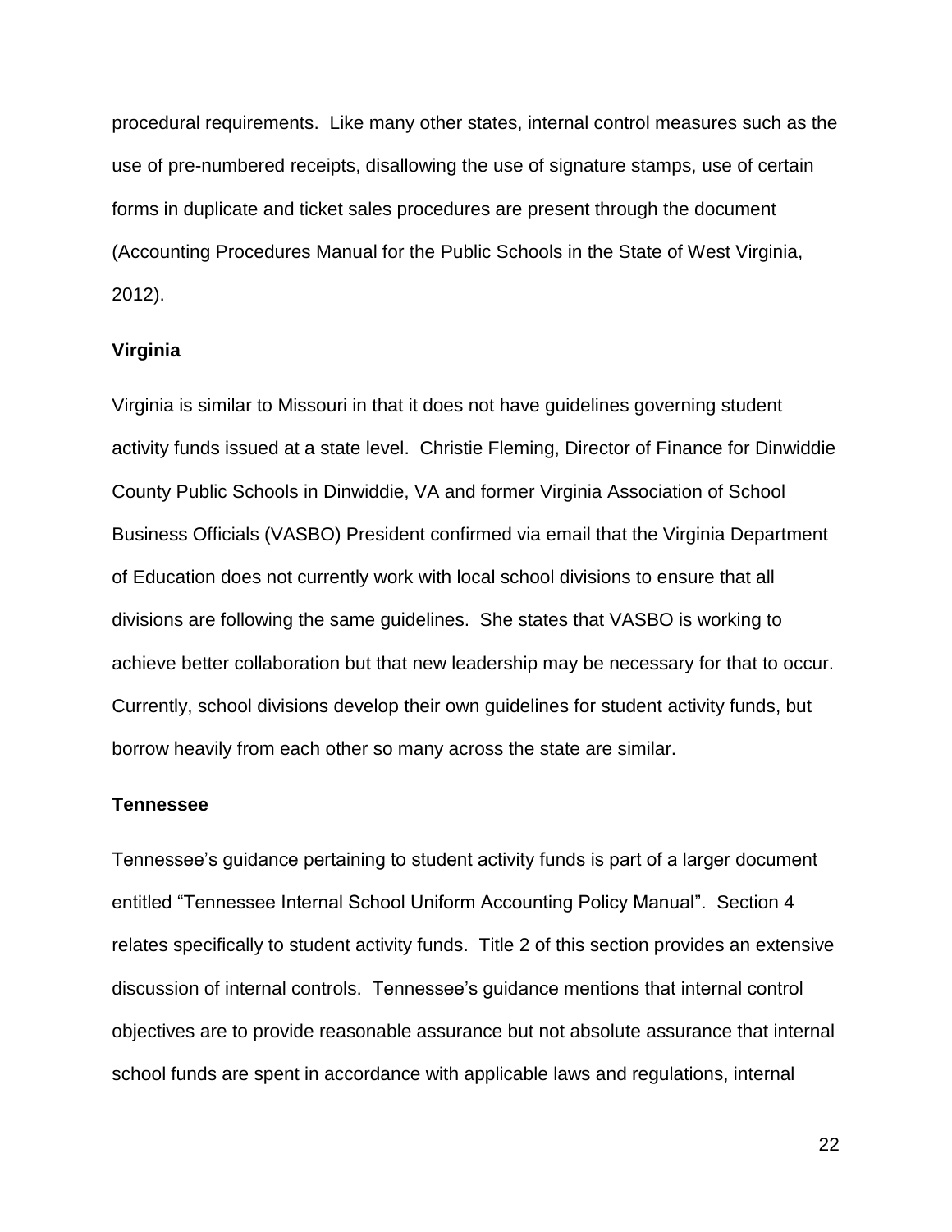procedural requirements. Like many other states, internal control measures such as the use of pre-numbered receipts, disallowing the use of signature stamps, use of certain forms in duplicate and ticket sales procedures are present through the document (Accounting Procedures Manual for the Public Schools in the State of West Virginia, 2012).

### Virginia

Virginia is similar to Missouri in that it does not have guidelines governing student activity funds issued at a state level. Christie Fleming, Director of Finance for Dinwiddie County Public Schools in Dinwiddie, VA and former Virginia Association of School Business Officials (VASBO) President confirmed via email that the Virginia Department of Education does not currently work with local school divisions to ensure that all divisions are following the same guidelines. She states that VASBO is working to achieve better collaboration but that new leadership may be necessary for that to occur. Currently, school divisions develop their own guidelines for student activity funds, but borrow heavily from each other so many across the state are similar.

### Tennessee

Tennessee's guidance pertaining to student activity funds is part of a larger document entitled "Tennessee Internal School Uniform Accounting Policy Manual". Section 4 relates specifically to student activity funds. Title 2 of this section provides an extensive discussion of internal controls. Tennessee's guidance mentions that internal control objectives are to provide reasonable assurance but not absolute assurance that internal school funds are spent in accordance with applicable laws and regulations, internal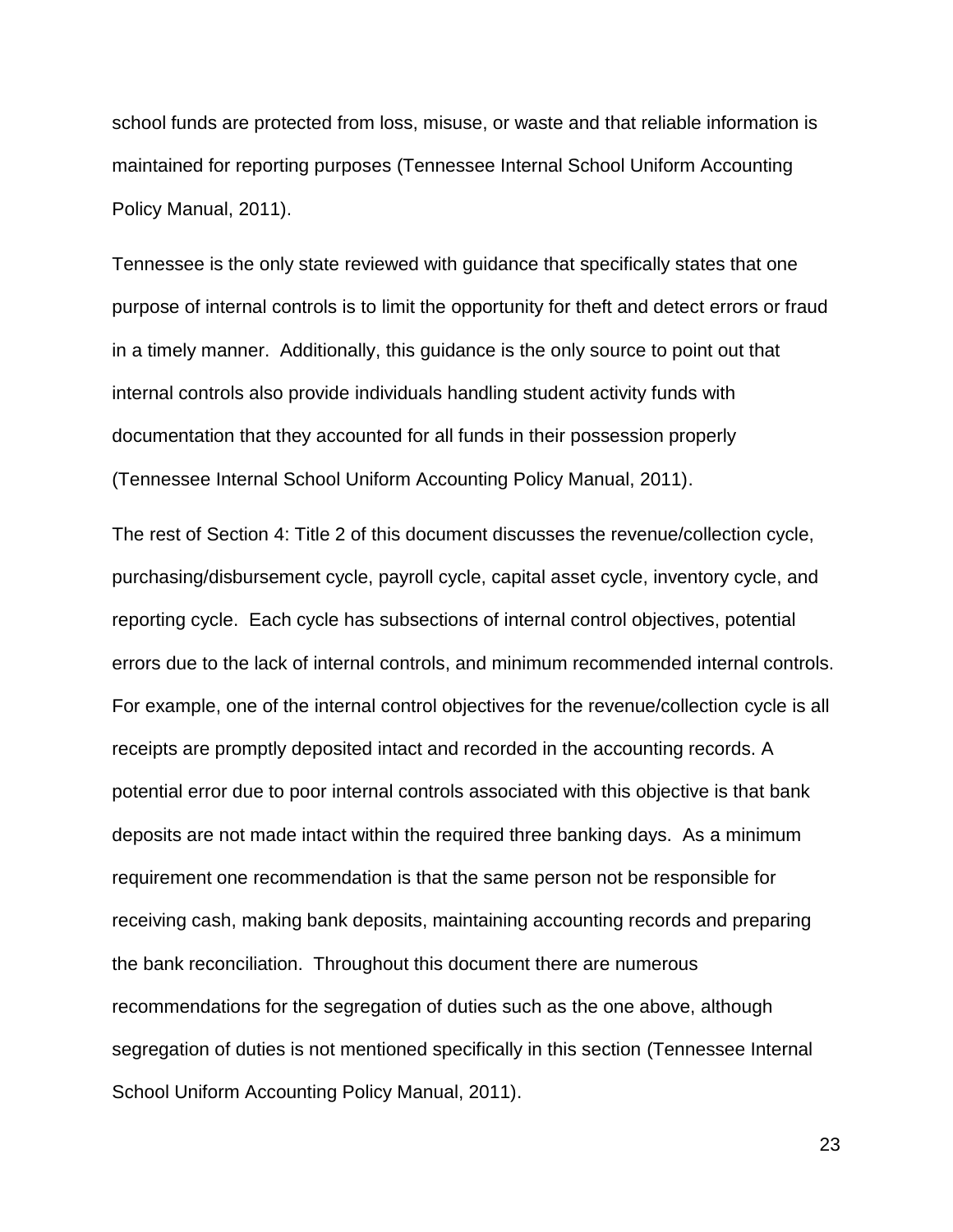school funds are protected from loss, misuse, or waste and that reliable information is maintained for reporting purposes (Tennessee Internal School Uniform Accounting Policy Manual, 2011).

Tennessee is the only state reviewed with guidance that specifically states that one purpose of internal controls is to limit the opportunity for theft and detect errors or fraud in a timely manner. Additionally, this guidance is the only source to point out that internal controls also provide individuals handling student activity funds with documentation that they accounted for all funds in their possession properly (Tennessee Internal School Uniform Accounting Policy Manual, 2011).

The rest of Section 4: Title 2 of this document discusses the revenue/collection cycle, purchasing/disbursement cycle, payroll cycle, capital asset cycle, inventory cycle, and reporting cycle. Each cycle has subsections of internal control objectives, potential errors due to the lack of internal controls, and minimum recommended internal controls. For example, one of the internal control objectives for the revenue/collection cycle is all receipts are promptly deposited intact and recorded in the accounting records. A potential error due to poor internal controls associated with this objective is that bank deposits are not made intact within the required three banking days. As a minimum requirement one recommendation is that the same person not be responsible for receiving cash, making bank deposits, maintaining accounting records and preparing the bank reconciliation. Throughout this document there are numerous recommendations for the segregation of duties such as the one above, although segregation of duties is not mentioned specifically in this section (Tennessee Internal School Uniform Accounting Policy Manual, 2011).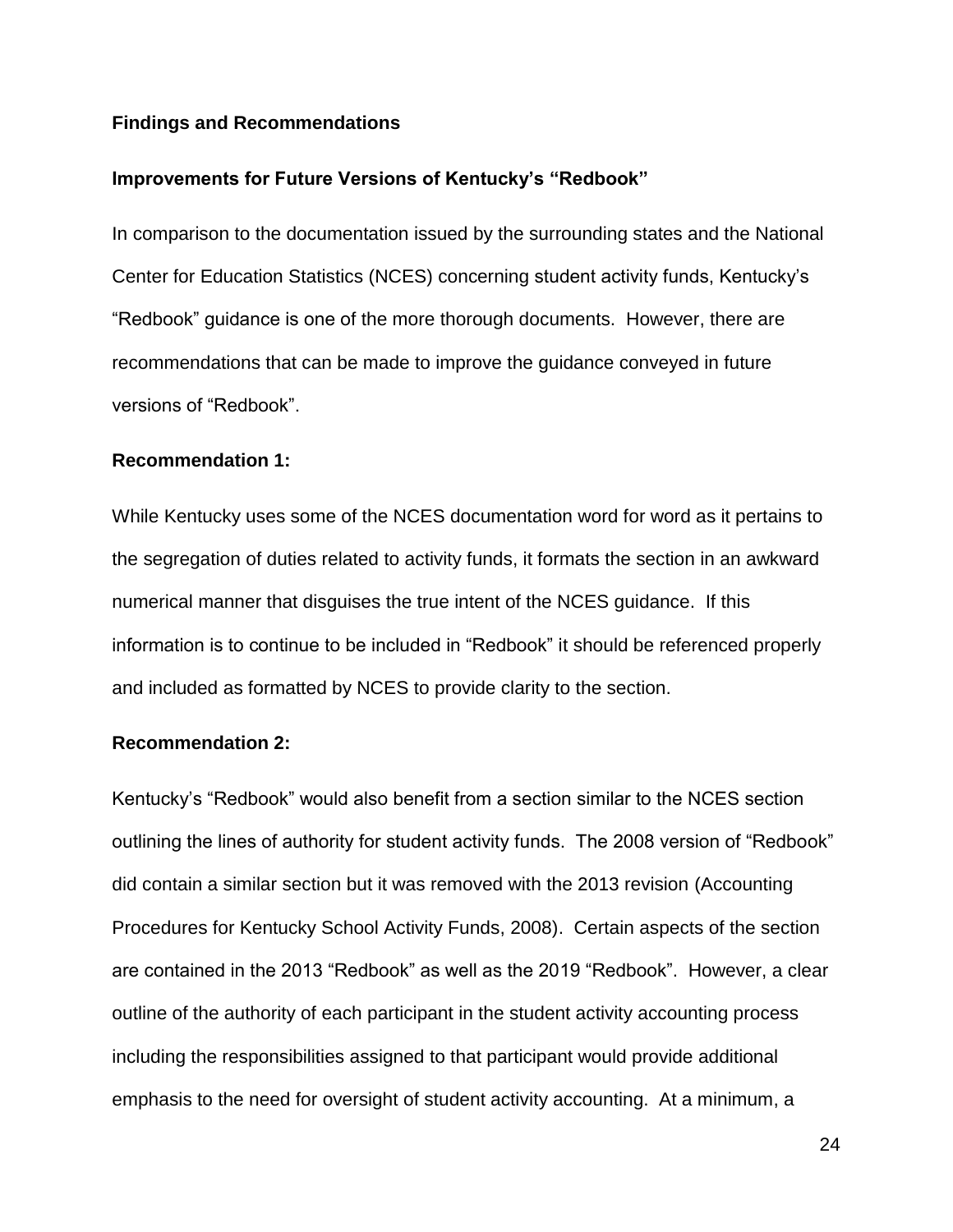## Findings and Recommendations

### Improvements for Future Versions of Kentucky's "Redbook"

In comparison to the documentation issued by the surrounding states and the National Center for Education Statistics (NCES) concerning student activity funds, Kentucky's "Redbook" guidance is one of the more thorough documents. However, there are recommendations that can be made to improve the guidance conveyed in future versions of "Redbook".

#### Recommendation 1:

While Kentucky uses some of the NCES documentation word for word as it pertains to the segregation of duties related to activity funds, it formats the section in an awkward numerical manner that disguises the true intent of the NCES guidance. If this information is to continue to be included in "Redbook" it should be referenced properly and included as formatted by NCES to provide clarity to the section.

#### Recommendation 2:

Kentucky's "Redbook" would also benefit from a section similar to the NCES section outlining the lines of authority for student activity funds. The 2008 version of "Redbook" did contain a similar section but it was removed with the 2013 revision (Accounting Procedures for Kentucky School Activity Funds, 2008). Certain aspects of the section are contained in the 2013 "Redbook" as well as the 2019 "Redbook". However, a clear outline of the authority of each participant in the student activity accounting process including the responsibilities assigned to that participant would provide additional emphasis to the need for oversight of student activity accounting. At a minimum, a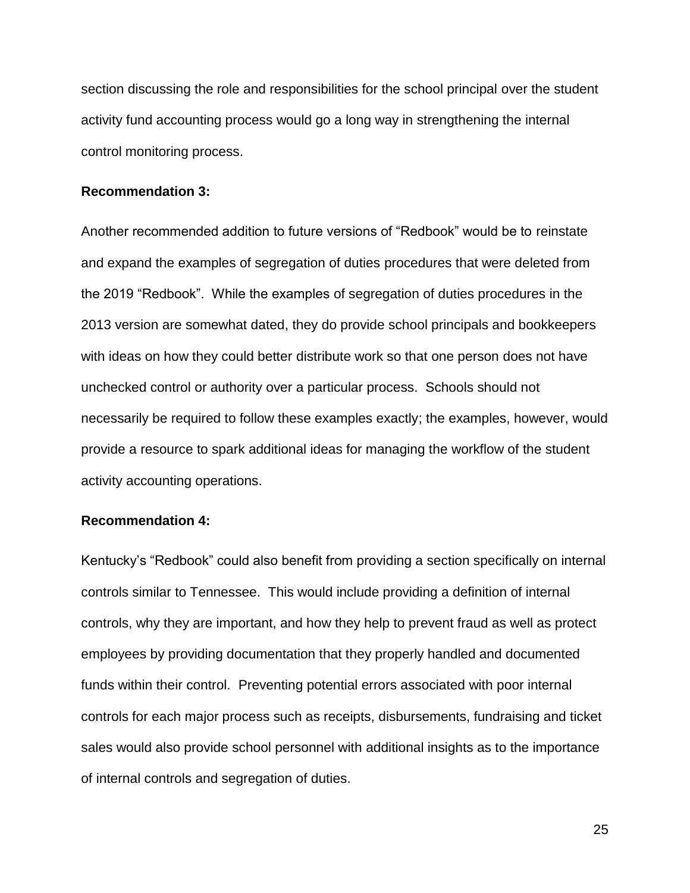section discussing the role and responsibilities for the school principal over the student activity fund accounting process would go a long way in strengthening the internal control monitoring process.

**Recommendation 3:**

Another recommended addition to future versions of "Redbook" would be to reinstate and expand the examples of segregation of duties procedures that were deleted from the 2019 "Redbook". While the examples of segregation of duties procedures in the 2013 version are somewhat dated, they do provide school principals and bookkeepers with ideas on how they could better distribute work so that one person does not have unchecked control or authority over a particular process. Schools should not necessarily be required to follow these examples exactly; the examples, however, would provide a resource to spark additional ideas for managing the workflow of the student activity accounting operations.

**Recommendation 4:**

Kentucky's "Redbook" could also benefit from providing a section specifically on internal controls similar to Tennessee. This would include providing a definition of internal controls, why they are important, and how they help to prevent fraud as well as protect employees by providing documentation that they properly handled and documented funds within their control. Preventing potential errors associated with poor internal controls for each major process such as receipts, disbursements, fundraising and ticket sales would also provide school personnel with additional insights as to the importance of internal controls and segregation of duties.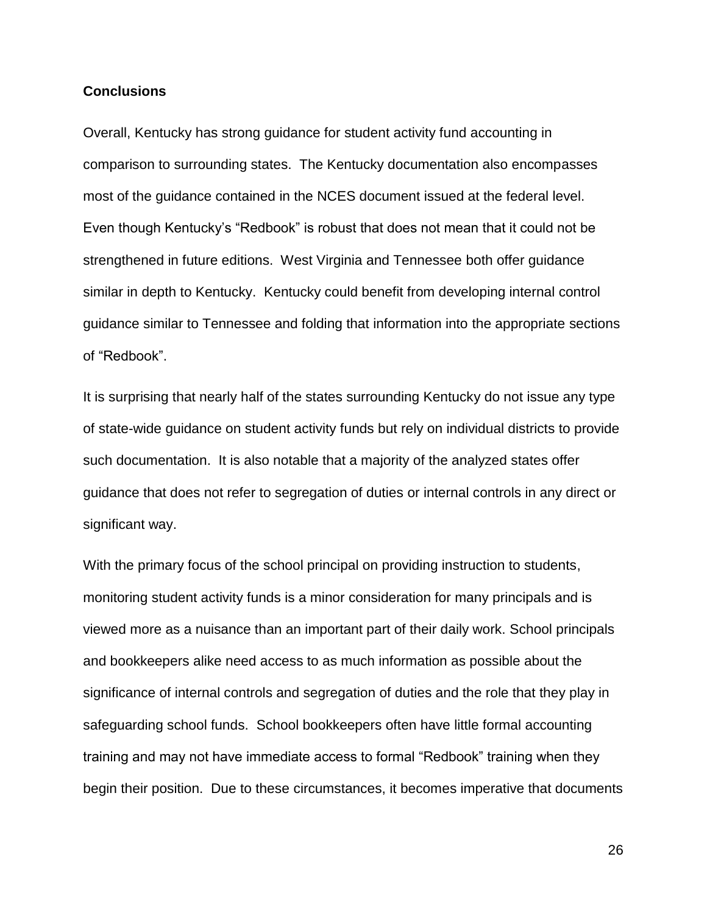**Conclusions**

Overall, Kentucky has strong guidance for student activity fund accounting in comparison to surrounding states. The Kentucky documentation also encompasses most of the guidance contained in the NCES document issued at the federal level. Even though Kentucky's "Redbook" is robust that does not mean that it could not be strengthened in future editions. West Virginia and Tennessee both offer guidance similar in depth to Kentucky. Kentucky could benefit from developing internal control guidance similar to Tennessee and folding that information into the appropriate sections of "Redbook".

It is surprising that nearly half of the states surrounding Kentucky do not issue any type of state-wide guidance on student activity funds but rely on individual districts to provide such documentation. It is also notable that a majority of the analyzed states offer guidance that does not refer to segregation of duties or internal controls in any direct or significant way.

With the primary focus of the school principal on providing instruction to students, monitoring student activity funds is a minor consideration for many principals and is viewed more as a nuisance than an important part of their daily work. School principals and bookkeepers alike need access to as much information as possible about the significance of internal controls and segregation of duties and the role that they play in safeguarding school funds. School bookkeepers often have little formal accounting training and may not have immediate access to formal "Redbook" training when they begin their position. Due to these circumstances, it becomes imperative that documents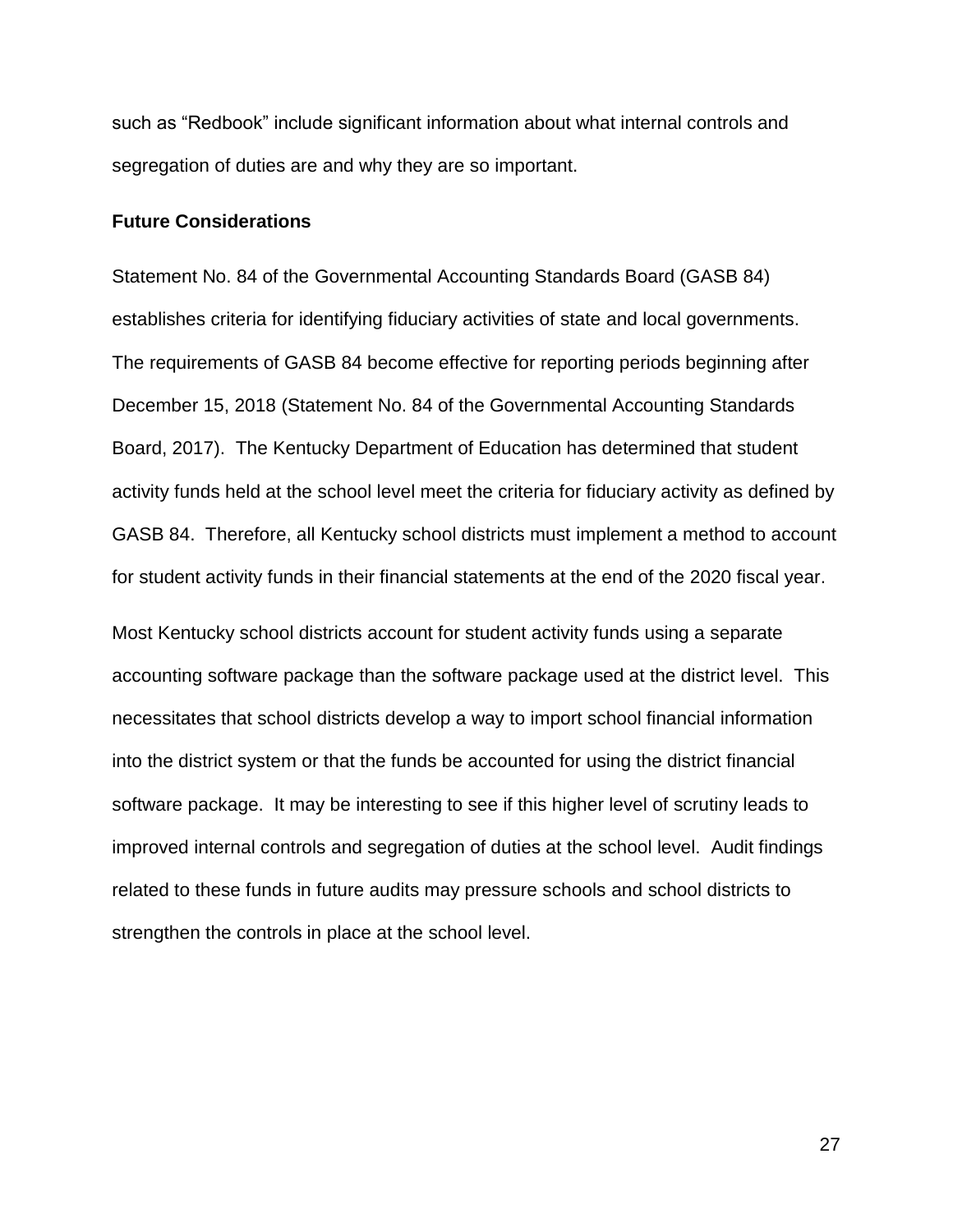such as "Redbook" include significant information about what internal controls and segregation of duties are and why they are so important.

**Future Considerations**

Statement No. 84 of the Governmental Accounting Standards Board (GASB 84) establishes criteria for identifying fiduciary activities of state and local governments. The requirements of GASB 84 become effective for reporting periods beginning after December 15, 2018 (Statement No. 84 of the Governmental Accounting Standards Board, 2017). The Kentucky Department of Education has determined that student activity funds held at the school level meet the criteria for fiduciary activity as defined by GASB 84. Therefore, all Kentucky school districts must implement a method to account for student activity funds in their financial statements at the end of the 2020 fiscal year.

Most Kentucky school districts account for student activity funds using a separate accounting software package than the software package used at the district level. This necessitates that school districts develop a way to import school financial information into the district system or that the funds be accounted for using the district financial software package. It may be interesting to see if this higher level of scrutiny leads to improved internal controls and segregation of duties at the school level. Audit findings related to these funds in future audits may pressure schools and school districts to strengthen the controls in place at the school level.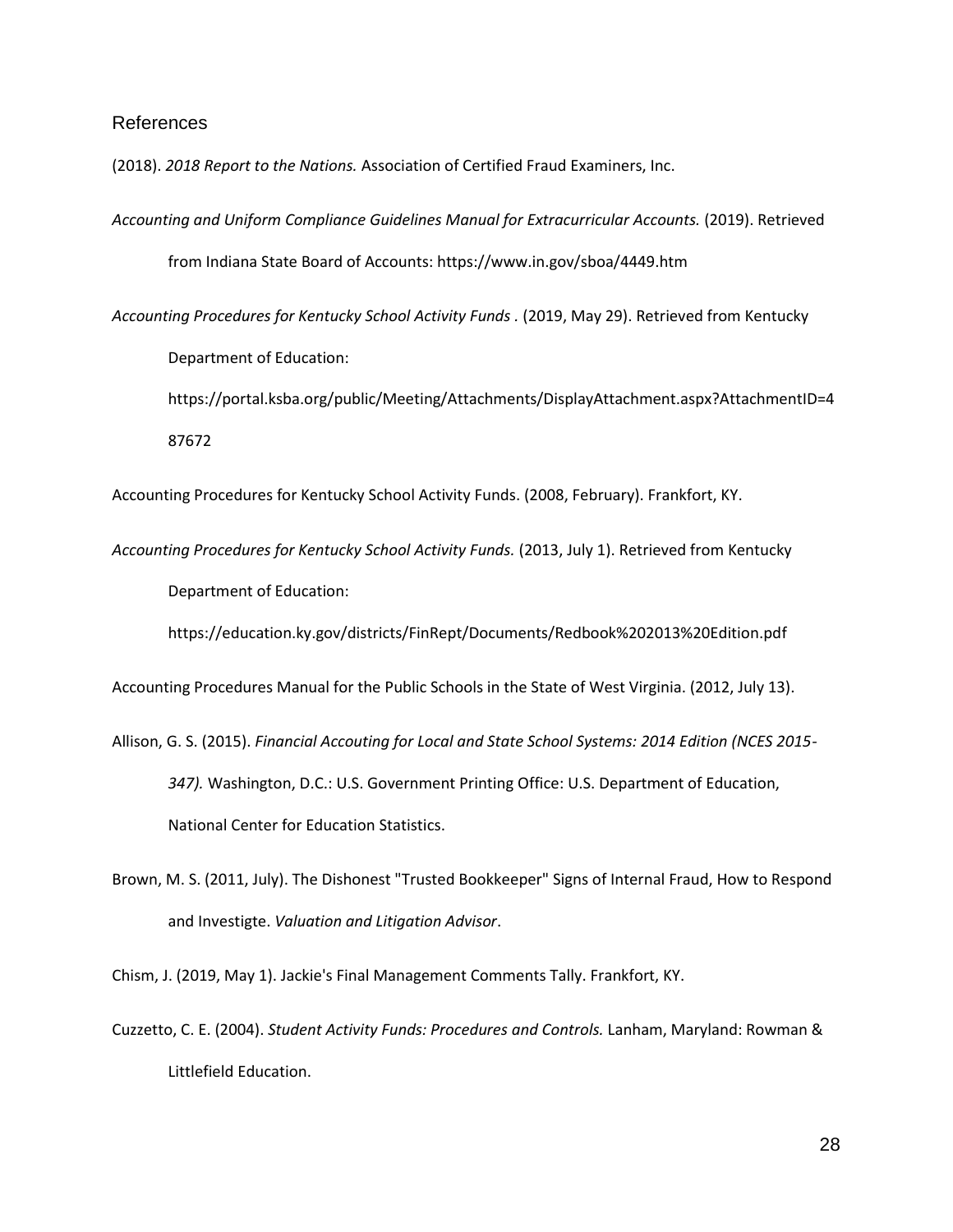## References

(2018). *2018 Report to the Nations.* Association of Certified Fraud Examiners, Inc.

*Accounting and Uniform Compliance Guidelines Manual for Extracurricular Accounts.* (2019). Retrieved from Indiana State Board of Accounts: https://www.in.gov/sboa/4449.htm

*Accounting Procedures for Kentucky School Activity Funds* . (2019, May 29). Retrieved from Kentucky Department of Education: https://portal.ksba.org/public/Meeting/Attachments/DisplayAttachment.aspx?AttachmentID=487672

Accounting Procedures for Kentucky School Activity Funds. (2008, February). Frankfort, KY.

*Accounting Procedures for Kentucky School Activity Funds.* (2013, July 1). Retrieved from Kentucky Department of Education: https://education.ky.gov/districts/FinRept/Documents/Redbook%202013%20Edition.pdf

Accounting Procedures Manual for the Public Schools in the State of West Virginia. (2012, July 13).

Allison, G. S. (2015). *Financial Accouting for Local and State School Systems: 2014 Edition (NCES 2015-347).* Washington, D.C.: U.S. Government Printing Office: U.S. Department of Education, National Center for Education Statistics.

Brown, M. S. (2011, July). The Dishonest "Trusted Bookkeeper" Signs of Internal Fraud, How to Respond and Investigte. *Valuation and Litigation Advisor*.

Chism, J. (2019, May 1). Jackie's Final Management Comments Tally. Frankfort, KY.

Cuzzetto, C. E. (2004). *Student Activity Funds: Procedures and Controls.* Lanham, Maryland: Rowman & Littlefield Education.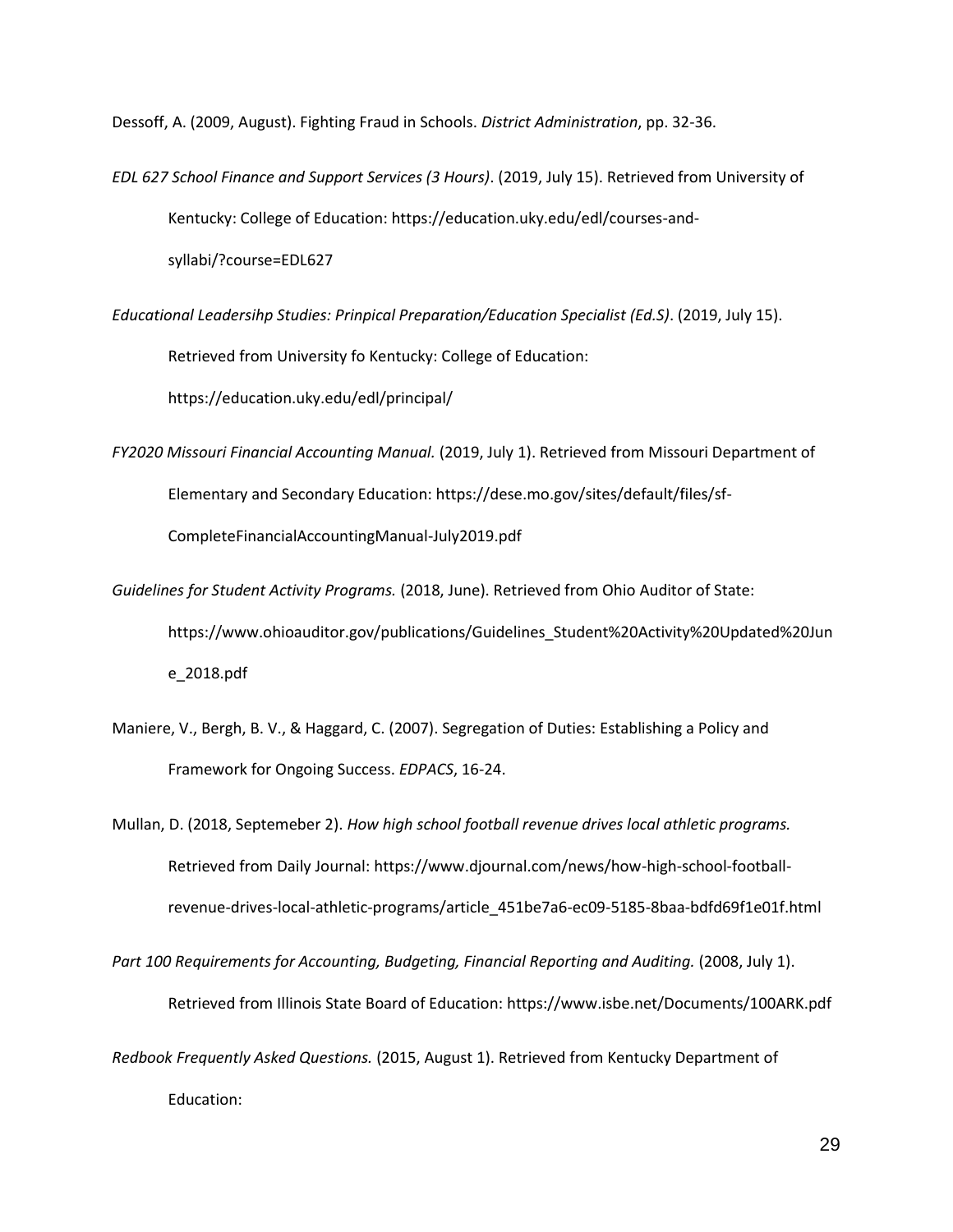Dessoff, A. (2009, August). Fighting Fraud in Schools. *District Administration*, pp. 32-36.

*EDL 627 School Finance and Support Services (3 Hours)*. (2019, July 15). Retrieved from University of Kentucky: College of Education: https://education.uky.edu/edl/courses-and-syllabi/?course=EDL627

*Educational Leadersihp Studies: Prinpical Preparation/Education Specialist (Ed.S)*. (2019, July 15). Retrieved from University fo Kentucky: College of Education: https://education.uky.edu/edl/principal/

*FY2020 Missouri Financial Accounting Manual.* (2019, July 1). Retrieved from Missouri Department of Elementary and Secondary Education: https://dese.mo.gov/sites/default/files/sf-CompleteFinancialAccountingManual-July2019.pdf

*Guidelines for Student Activity Programs.* (2018, June). Retrieved from Ohio Auditor of State: https://www.ohioauditor.gov/publications/Guidelines_Student%20Activity%20Updated%20June_2018.pdf

Maniere, V., Bergh, B. V., & Haggard, C. (2007). Segregation of Duties: Establishing a Policy and Framework for Ongoing Success. *EDPACS*, 16-24.

Mullan, D. (2018, Septemeber 2). *How high school football revenue drives local athletic programs.* Retrieved from Daily Journal: https://www.djournal.com/news/how-high-school-football-revenue-drives-local-athletic-programs/article_451be7a6-ec09-5185-8baa-bdfd69f1e01f.html

*Part 100 Requirements for Accounting, Budgeting, Financial Reporting and Auditing.* (2008, July 1). Retrieved from Illinois State Board of Education: https://www.isbe.net/Documents/100ARK.pdf

*Redbook Frequently Asked Questions.* (2015, August 1). Retrieved from Kentucky Department of Education: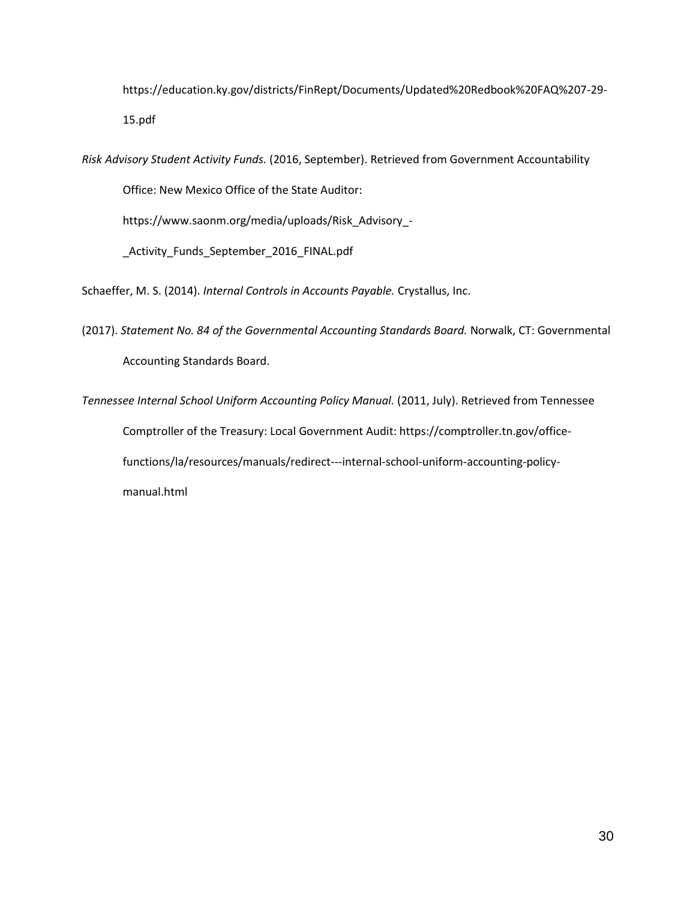https://education.ky.gov/districts/FinRept/Documents/Updated%20Redbook%20FAQ%207-29-15.pdf

*Risk Advisory Student Activity Funds.* (2016, September). Retrieved from Government Accountability Office: New Mexico Office of the State Auditor: https://www.saonm.org/media/uploads/Risk_Advisory_-_Activity_Funds_September_2016_FINAL.pdf

Schaeffer, M. S. (2014). *Internal Controls in Accounts Payable.* Crystallus, Inc.

(2017). *Statement No. 84 of the Governmental Accounting Standards Board.* Norwalk, CT: Governmental Accounting Standards Board.

*Tennessee Internal School Uniform Accounting Policy Manual.* (2011, July). Retrieved from Tennessee Comptroller of the Treasury: Local Government Audit: https://comptroller.tn.gov/office-functions/la/resources/manuals/redirect---internal-school-uniform-accounting-policy-manual.html